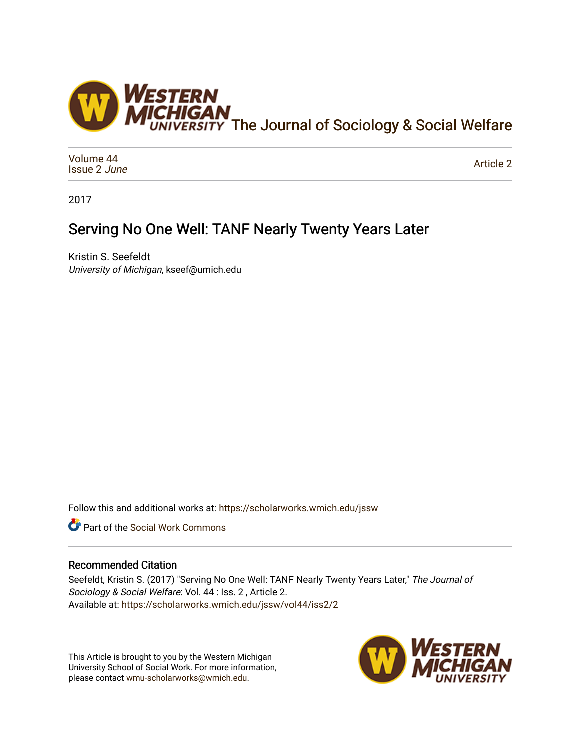The Journal of Sociology & Social Welfare

Volume 44
Issue 2 *June*

Article 2

2017

# Serving No One Well: TANF Nearly Twenty Years Later

Kristin S. Seefeldt
*University of Michigan*, kseef@umich.edu

Follow this and additional works at: https://scholarworks.wmich.edu/jssw

Part of the Social Work Commons

## Recommended Citation

Seefeldt, Kristin S. (2017) "Serving No One Well: TANF Nearly Twenty Years Later," *The Journal of Sociology & Social Welfare*: Vol. 44 : Iss. 2 , Article 2.
Available at: https://scholarworks.wmich.edu/jssw/vol44/iss2/2

This Article is brought to you by the Western Michigan University School of Social Work. For more information, please contact wmu-scholarworks@wmich.edu.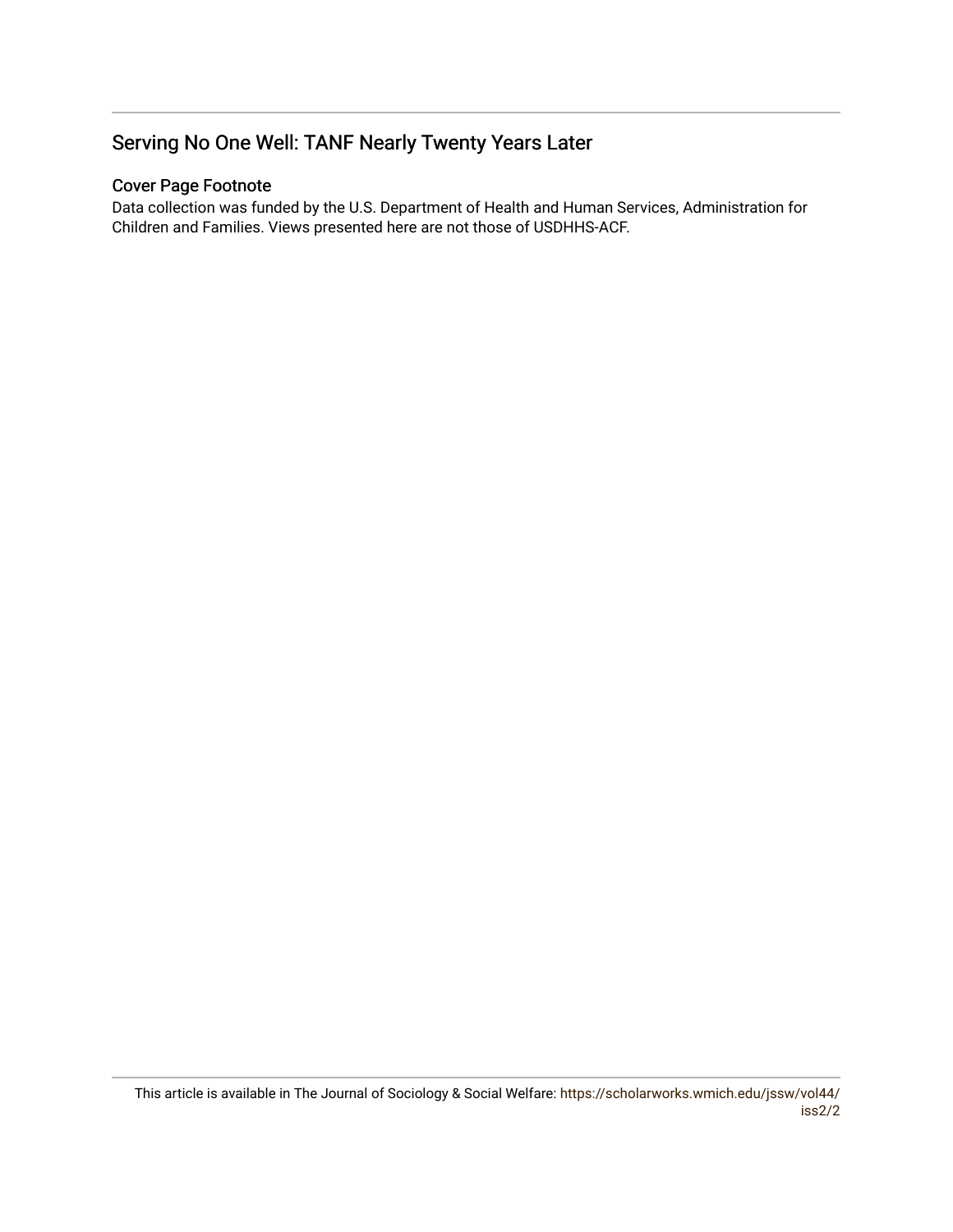# Serving No One Well: TANF Nearly Twenty Years Later

## Cover Page Footnote

Data collection was funded by the U.S. Department of Health and Human Services, Administration for Children and Families. Views presented here are not those of USDHHS-ACF.

This article is available in The Journal of Sociology & Social Welfare: https://scholarworks.wmich.edu/jssw/vol44/iss2/2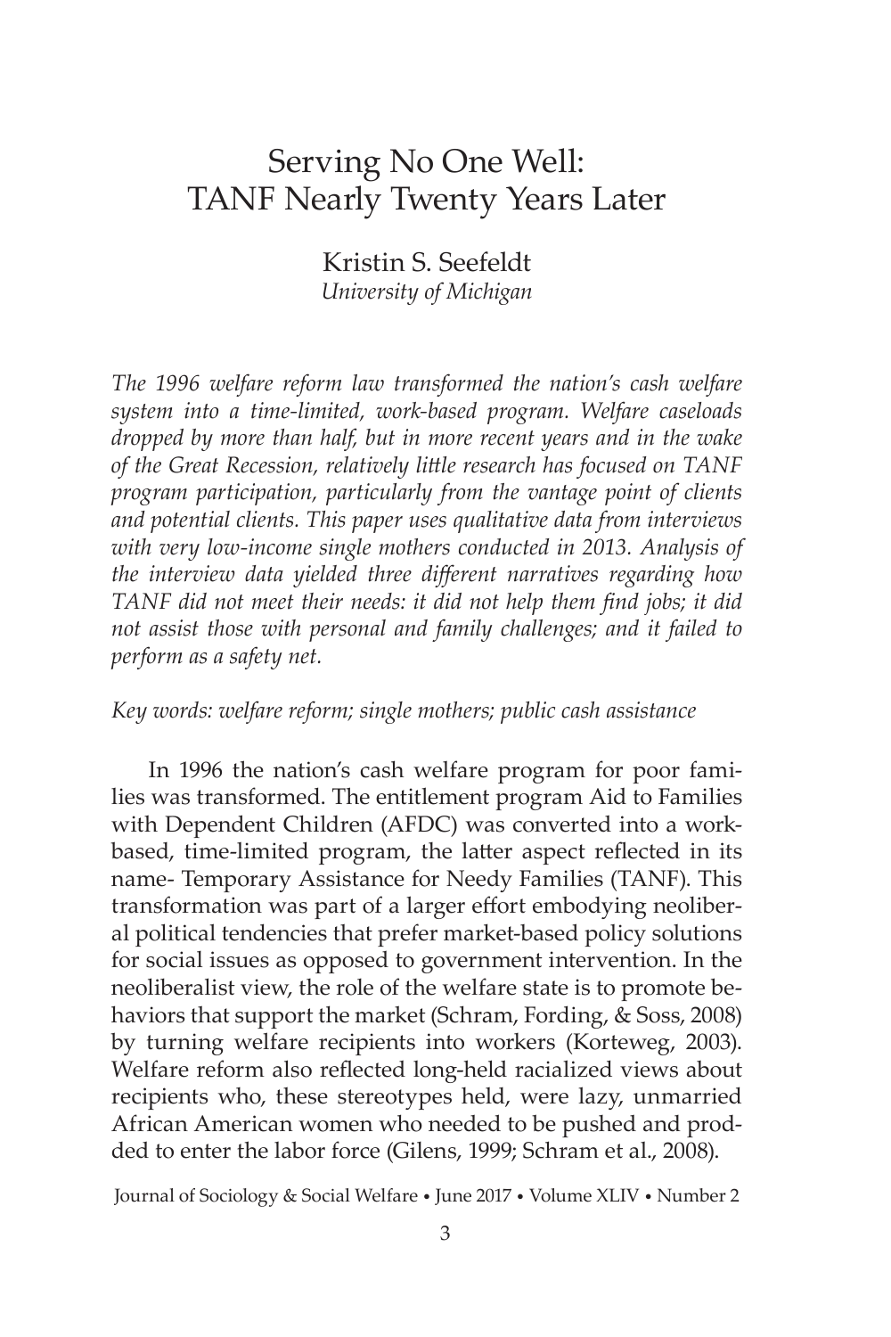# Serving No One Well: TANF Nearly Twenty Years Later

Kristin S. Seefeldt
*University of Michigan*

*The 1996 welfare reform law transformed the nation's cash welfare system into a time-limited, work-based program. Welfare caseloads dropped by more than half, but in more recent years and in the wake of the Great Recession, relatively little research has focused on TANF program participation, particularly from the vantage point of clients and potential clients. This paper uses qualitative data from interviews with very low-income single mothers conducted in 2013. Analysis of the interview data yielded three different narratives regarding how TANF did not meet their needs: it did not help them find jobs; it did not assist those with personal and family challenges; and it failed to perform as a safety net.*

*Key words: welfare reform; single mothers; public cash assistance*

In 1996 the nation's cash welfare program for poor families was transformed. The entitlement program Aid to Families with Dependent Children (AFDC) was converted into a work-based, time-limited program, the latter aspect reflected in its name- Temporary Assistance for Needy Families (TANF). This transformation was part of a larger effort embodying neoliberal political tendencies that prefer market-based policy solutions for social issues as opposed to government intervention. In the neoliberalist view, the role of the welfare state is to promote behaviors that support the market (Schram, Fording, & Soss, 2008) by turning welfare recipients into workers (Korteweg, 2003). Welfare reform also reflected long-held racialized views about recipients who, these stereotypes held, were lazy, unmarried African American women who needed to be pushed and prodded to enter the labor force (Gilens, 1999; Schram et al., 2008).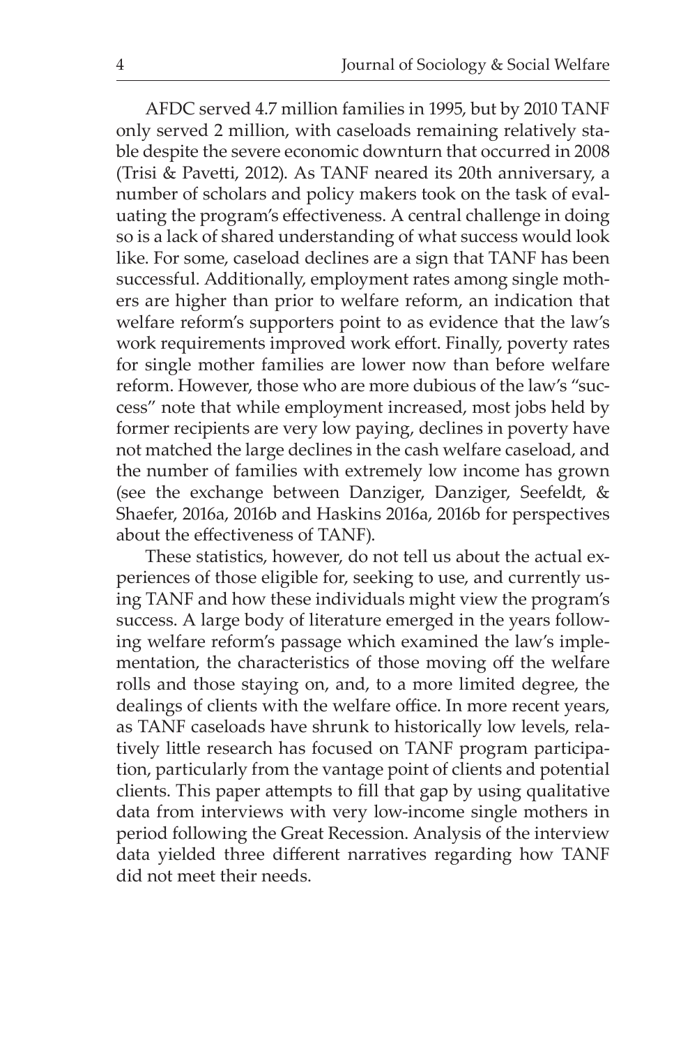AFDC served 4.7 million families in 1995, but by 2010 TANF only served 2 million, with caseloads remaining relatively stable despite the severe economic downturn that occurred in 2008 (Trisi & Pavetti, 2012). As TANF neared its 20th anniversary, a number of scholars and policy makers took on the task of evaluating the program's effectiveness. A central challenge in doing so is a lack of shared understanding of what success would look like. For some, caseload declines are a sign that TANF has been successful. Additionally, employment rates among single mothers are higher than prior to welfare reform, an indication that welfare reform's supporters point to as evidence that the law's work requirements improved work effort. Finally, poverty rates for single mother families are lower now than before welfare reform. However, those who are more dubious of the law's "success" note that while employment increased, most jobs held by former recipients are very low paying, declines in poverty have not matched the large declines in the cash welfare caseload, and the number of families with extremely low income has grown (see the exchange between Danziger, Danziger, Seefeldt, & Shaefer, 2016a, 2016b and Haskins 2016a, 2016b for perspectives about the effectiveness of TANF).

These statistics, however, do not tell us about the actual experiences of those eligible for, seeking to use, and currently using TANF and how these individuals might view the program's success. A large body of literature emerged in the years following welfare reform's passage which examined the law's implementation, the characteristics of those moving off the welfare rolls and those staying on, and, to a more limited degree, the dealings of clients with the welfare office. In more recent years, as TANF caseloads have shrunk to historically low levels, relatively little research has focused on TANF program participation, particularly from the vantage point of clients and potential clients. This paper attempts to fill that gap by using qualitative data from interviews with very low-income single mothers in period following the Great Recession. Analysis of the interview data yielded three different narratives regarding how TANF did not meet their needs.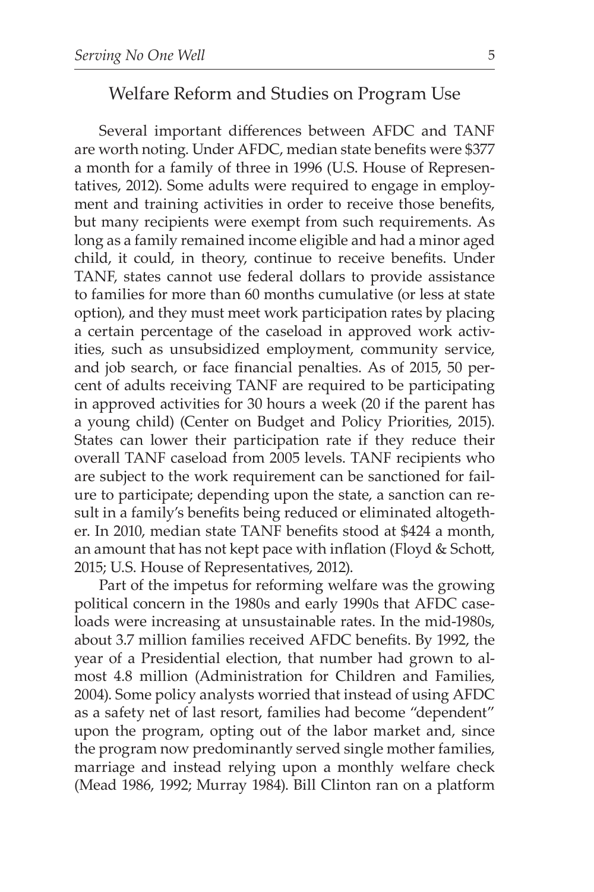## Welfare Reform and Studies on Program Use

Several important differences between AFDC and TANF are worth noting. Under AFDC, median state benefits were $377 a month for a family of three in 1996 (U.S. House of Representatives, 2012). Some adults were required to engage in employment and training activities in order to receive those benefits, but many recipients were exempt from such requirements. As long as a family remained income eligible and had a minor aged child, it could, in theory, continue to receive benefits. Under TANF, states cannot use federal dollars to provide assistance to families for more than 60 months cumulative (or less at state option), and they must meet work participation rates by placing a certain percentage of the caseload in approved work activities, such as unsubsidized employment, community service, and job search, or face financial penalties. As of 2015, 50 percent of adults receiving TANF are required to be participating in approved activities for 30 hours a week (20 if the parent has a young child) (Center on Budget and Policy Priorities, 2015). States can lower their participation rate if they reduce their overall TANF caseload from 2005 levels. TANF recipients who are subject to the work requirement can be sanctioned for failure to participate; depending upon the state, a sanction can result in a family's benefits being reduced or eliminated altogether. In 2010, median state TANF benefits stood at $424 a month, an amount that has not kept pace with inflation (Floyd & Schott, 2015; U.S. House of Representatives, 2012).

Part of the impetus for reforming welfare was the growing political concern in the 1980s and early 1990s that AFDC caseloads were increasing at unsustainable rates. In the mid-1980s, about 3.7 million families received AFDC benefits. By 1992, the year of a Presidential election, that number had grown to almost 4.8 million (Administration for Children and Families, 2004). Some policy analysts worried that instead of using AFDC as a safety net of last resort, families had become "dependent" upon the program, opting out of the labor market and, since the program now predominantly served single mother families, marriage and instead relying upon a monthly welfare check (Mead 1986, 1992; Murray 1984). Bill Clinton ran on a platform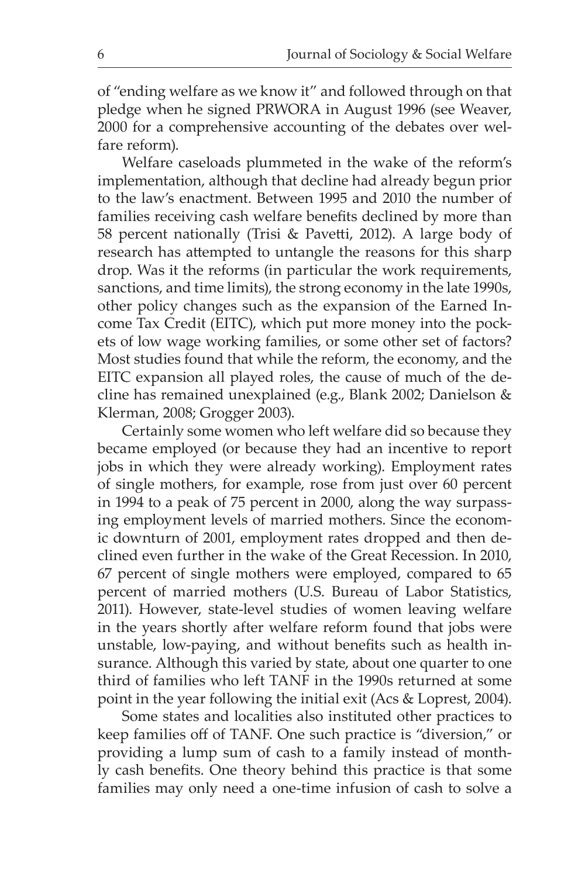of "ending welfare as we know it" and followed through on that pledge when he signed PRWORA in August 1996 (see Weaver, 2000 for a comprehensive accounting of the debates over welfare reform).

Welfare caseloads plummeted in the wake of the reform's implementation, although that decline had already begun prior to the law's enactment. Between 1995 and 2010 the number of families receiving cash welfare benefits declined by more than 58 percent nationally (Trisi & Pavetti, 2012). A large body of research has attempted to untangle the reasons for this sharp drop. Was it the reforms (in particular the work requirements, sanctions, and time limits), the strong economy in the late 1990s, other policy changes such as the expansion of the Earned Income Tax Credit (EITC), which put more money into the pockets of low wage working families, or some other set of factors? Most studies found that while the reform, the economy, and the EITC expansion all played roles, the cause of much of the decline has remained unexplained (e.g., Blank 2002; Danielson & Klerman, 2008; Grogger 2003).

Certainly some women who left welfare did so because they became employed (or because they had an incentive to report jobs in which they were already working). Employment rates of single mothers, for example, rose from just over 60 percent in 1994 to a peak of 75 percent in 2000, along the way surpassing employment levels of married mothers. Since the economic downturn of 2001, employment rates dropped and then declined even further in the wake of the Great Recession. In 2010, 67 percent of single mothers were employed, compared to 65 percent of married mothers (U.S. Bureau of Labor Statistics, 2011). However, state-level studies of women leaving welfare in the years shortly after welfare reform found that jobs were unstable, low-paying, and without benefits such as health insurance. Although this varied by state, about one quarter to one third of families who left TANF in the 1990s returned at some point in the year following the initial exit (Acs & Loprest, 2004).

Some states and localities also instituted other practices to keep families off of TANF. One such practice is "diversion," or providing a lump sum of cash to a family instead of monthly cash benefits. One theory behind this practice is that some families may only need a one-time infusion of cash to solve a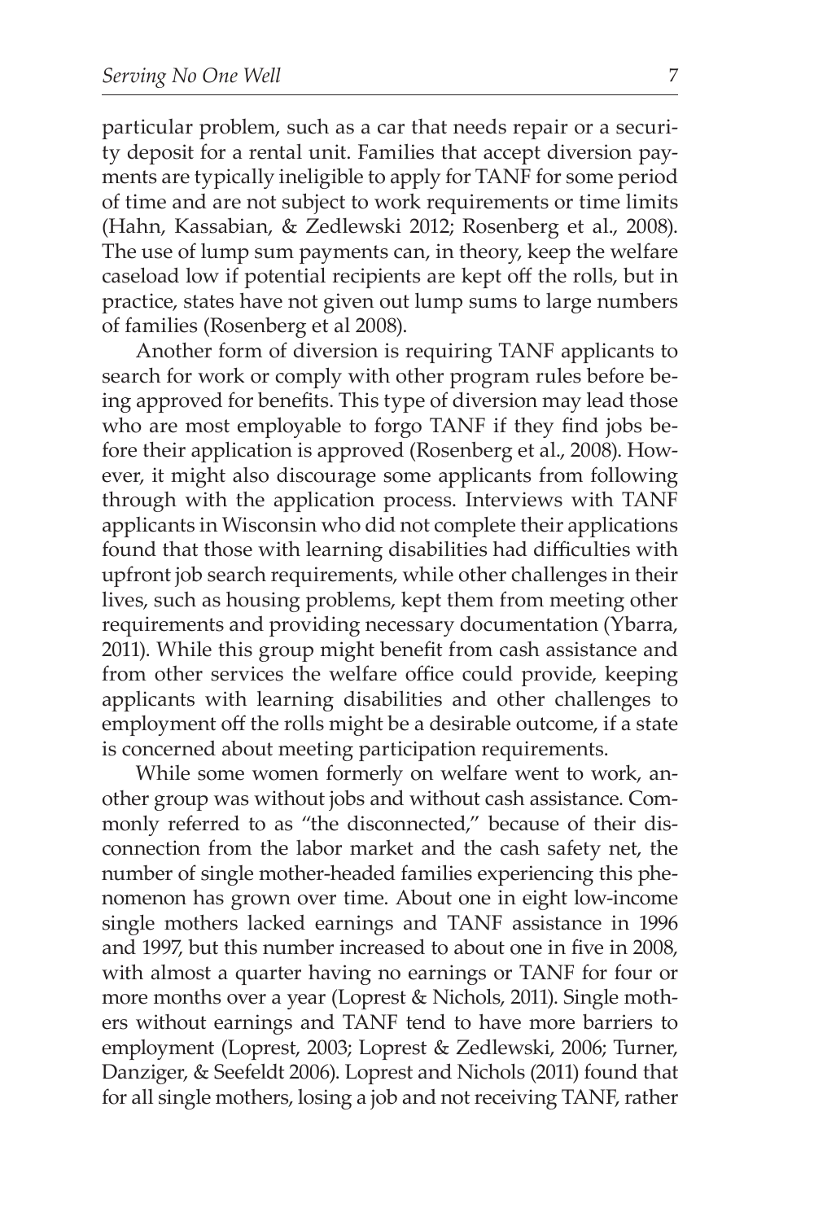particular problem, such as a car that needs repair or a security deposit for a rental unit. Families that accept diversion payments are typically ineligible to apply for TANF for some period of time and are not subject to work requirements or time limits (Hahn, Kassabian, & Zedlewski 2012; Rosenberg et al., 2008). The use of lump sum payments can, in theory, keep the welfare caseload low if potential recipients are kept off the rolls, but in practice, states have not given out lump sums to large numbers of families (Rosenberg et al 2008).

Another form of diversion is requiring TANF applicants to search for work or comply with other program rules before being approved for benefits. This type of diversion may lead those who are most employable to forgo TANF if they find jobs before their application is approved (Rosenberg et al., 2008). However, it might also discourage some applicants from following through with the application process. Interviews with TANF applicants in Wisconsin who did not complete their applications found that those with learning disabilities had difficulties with upfront job search requirements, while other challenges in their lives, such as housing problems, kept them from meeting other requirements and providing necessary documentation (Ybarra, 2011). While this group might benefit from cash assistance and from other services the welfare office could provide, keeping applicants with learning disabilities and other challenges to employment off the rolls might be a desirable outcome, if a state is concerned about meeting participation requirements.

While some women formerly on welfare went to work, another group was without jobs and without cash assistance. Commonly referred to as "the disconnected," because of their disconnection from the labor market and the cash safety net, the number of single mother-headed families experiencing this phenomenon has grown over time. About one in eight low-income single mothers lacked earnings and TANF assistance in 1996 and 1997, but this number increased to about one in five in 2008, with almost a quarter having no earnings or TANF for four or more months over a year (Loprest & Nichols, 2011). Single mothers without earnings and TANF tend to have more barriers to employment (Loprest, 2003; Loprest & Zedlewski, 2006; Turner, Danziger, & Seefeldt 2006). Loprest and Nichols (2011) found that for all single mothers, losing a job and not receiving TANF, rather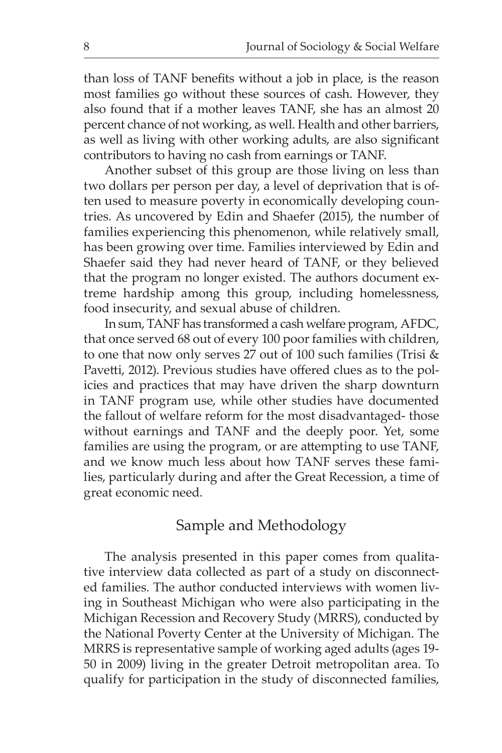than loss of TANF benefits without a job in place, is the reason most families go without these sources of cash. However, they also found that if a mother leaves TANF, she has an almost 20 percent chance of not working, as well. Health and other barriers, as well as living with other working adults, are also significant contributors to having no cash from earnings or TANF.

Another subset of this group are those living on less than two dollars per person per day, a level of deprivation that is often used to measure poverty in economically developing countries. As uncovered by Edin and Shaefer (2015), the number of families experiencing this phenomenon, while relatively small, has been growing over time. Families interviewed by Edin and Shaefer said they had never heard of TANF, or they believed that the program no longer existed. The authors document extreme hardship among this group, including homelessness, food insecurity, and sexual abuse of children.

In sum, TANF has transformed a cash welfare program, AFDC, that once served 68 out of every 100 poor families with children, to one that now only serves 27 out of 100 such families (Trisi & Pavetti, 2012). Previous studies have offered clues as to the policies and practices that may have driven the sharp downturn in TANF program use, while other studies have documented the fallout of welfare reform for the most disadvantaged- those without earnings and TANF and the deeply poor. Yet, some families are using the program, or are attempting to use TANF, and we know much less about how TANF serves these families, particularly during and after the Great Recession, a time of great economic need.

## Sample and Methodology

The analysis presented in this paper comes from qualitative interview data collected as part of a study on disconnected families. The author conducted interviews with women living in Southeast Michigan who were also participating in the Michigan Recession and Recovery Study (MRRS), conducted by the National Poverty Center at the University of Michigan. The MRRS is representative sample of working aged adults (ages 19-50 in 2009) living in the greater Detroit metropolitan area. To qualify for participation in the study of disconnected families,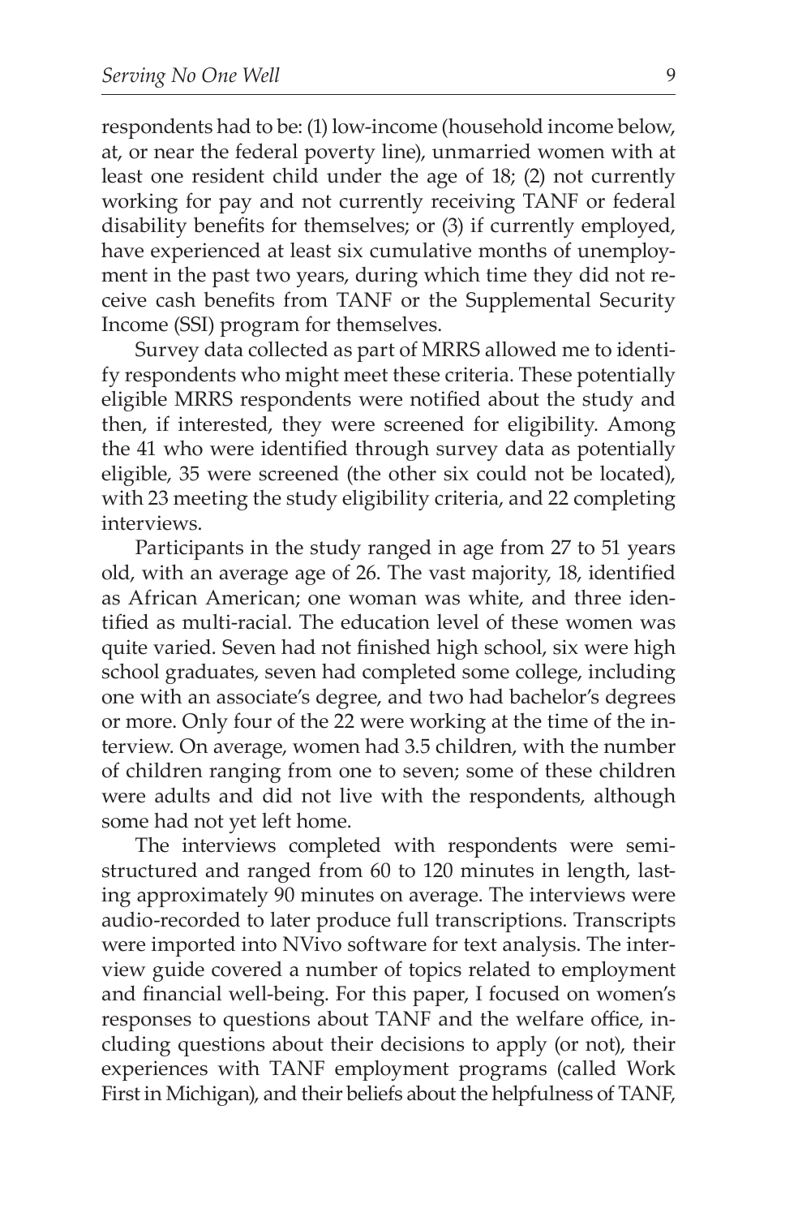respondents had to be: (1) low-income (household income below, at, or near the federal poverty line), unmarried women with at least one resident child under the age of 18; (2) not currently working for pay and not currently receiving TANF or federal disability benefits for themselves; or (3) if currently employed, have experienced at least six cumulative months of unemployment in the past two years, during which time they did not receive cash benefits from TANF or the Supplemental Security Income (SSI) program for themselves.

Survey data collected as part of MRRS allowed me to identify respondents who might meet these criteria. These potentially eligible MRRS respondents were notified about the study and then, if interested, they were screened for eligibility. Among the 41 who were identified through survey data as potentially eligible, 35 were screened (the other six could not be located), with 23 meeting the study eligibility criteria, and 22 completing interviews.

Participants in the study ranged in age from 27 to 51 years old, with an average age of 26. The vast majority, 18, identified as African American; one woman was white, and three identified as multi-racial. The education level of these women was quite varied. Seven had not finished high school, six were high school graduates, seven had completed some college, including one with an associate's degree, and two had bachelor's degrees or more. Only four of the 22 were working at the time of the interview. On average, women had 3.5 children, with the number of children ranging from one to seven; some of these children were adults and did not live with the respondents, although some had not yet left home.

The interviews completed with respondents were semi-structured and ranged from 60 to 120 minutes in length, lasting approximately 90 minutes on average. The interviews were audio-recorded to later produce full transcriptions. Transcripts were imported into NVivo software for text analysis. The interview guide covered a number of topics related to employment and financial well-being. For this paper, I focused on women's responses to questions about TANF and the welfare office, including questions about their decisions to apply (or not), their experiences with TANF employment programs (called Work First in Michigan), and their beliefs about the helpfulness of TANF,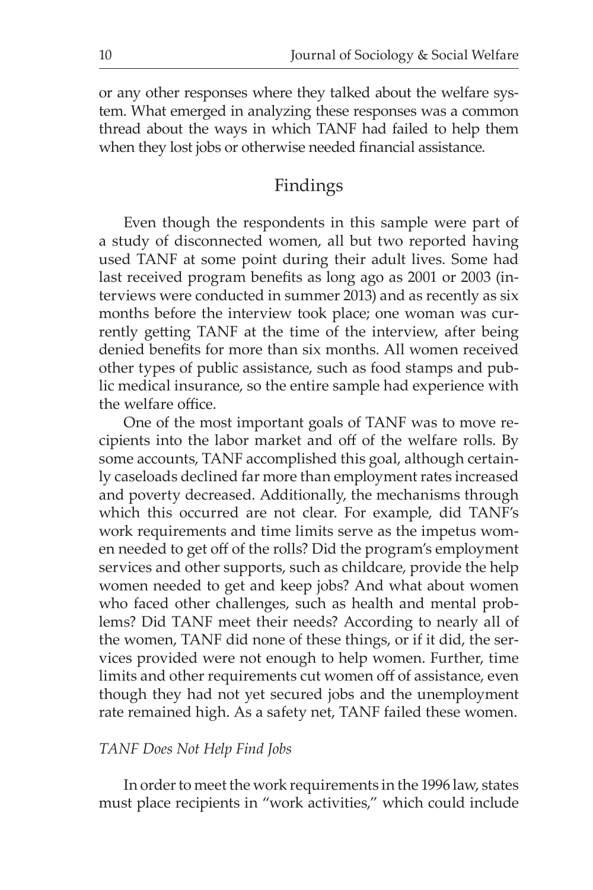or any other responses where they talked about the welfare system. What emerged in analyzing these responses was a common thread about the ways in which TANF had failed to help them when they lost jobs or otherwise needed financial assistance.

## Findings

Even though the respondents in this sample were part of a study of disconnected women, all but two reported having used TANF at some point during their adult lives. Some had last received program benefits as long ago as 2001 or 2003 (interviews were conducted in summer 2013) and as recently as six months before the interview took place; one woman was currently getting TANF at the time of the interview, after being denied benefits for more than six months. All women received other types of public assistance, such as food stamps and public medical insurance, so the entire sample had experience with the welfare office.

One of the most important goals of TANF was to move recipients into the labor market and off of the welfare rolls. By some accounts, TANF accomplished this goal, although certainly caseloads declined far more than employment rates increased and poverty decreased. Additionally, the mechanisms through which this occurred are not clear. For example, did TANF's work requirements and time limits serve as the impetus women needed to get off of the rolls? Did the program's employment services and other supports, such as childcare, provide the help women needed to get and keep jobs? And what about women who faced other challenges, such as health and mental problems? Did TANF meet their needs? According to nearly all of the women, TANF did none of these things, or if it did, the services provided were not enough to help women. Further, time limits and other requirements cut women off of assistance, even though they had not yet secured jobs and the unemployment rate remained high. As a safety net, TANF failed these women.

### *TANF Does Not Help Find Jobs*

In order to meet the work requirements in the 1996 law, states must place recipients in "work activities," which could include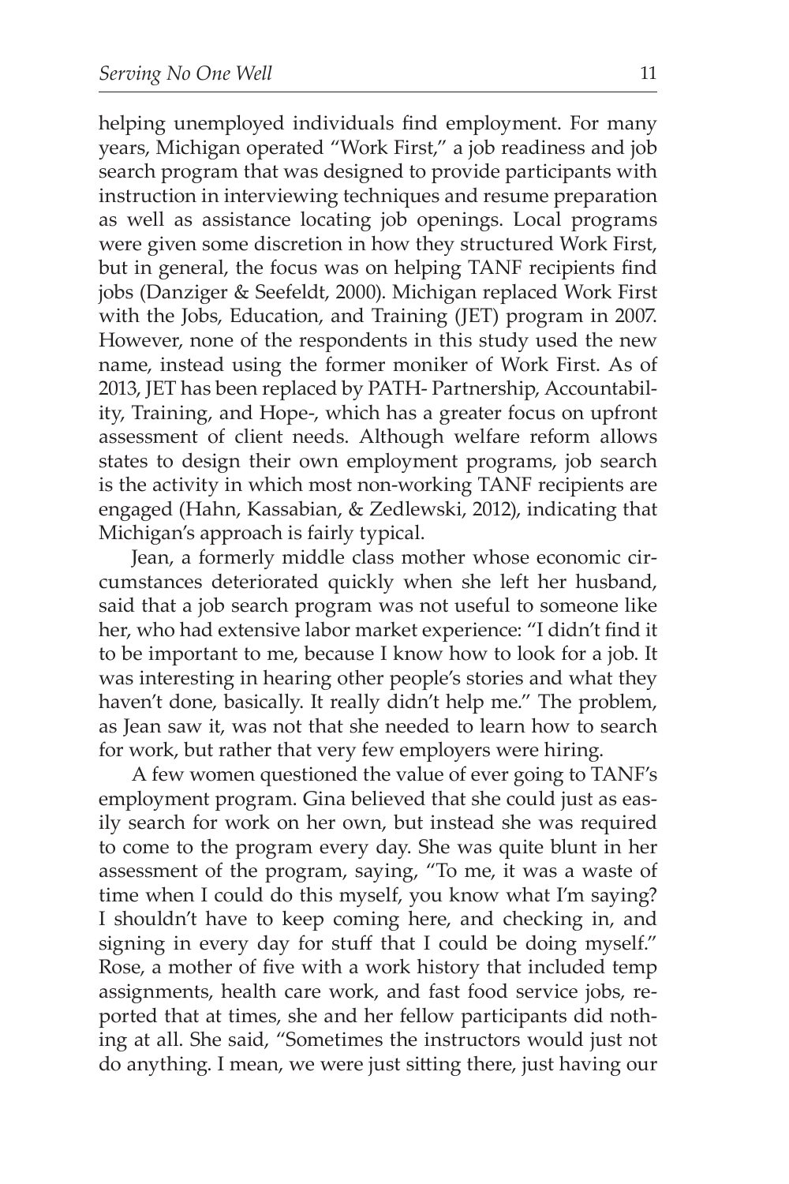helping unemployed individuals find employment. For many years, Michigan operated "Work First," a job readiness and job search program that was designed to provide participants with instruction in interviewing techniques and resume preparation as well as assistance locating job openings. Local programs were given some discretion in how they structured Work First, but in general, the focus was on helping TANF recipients find jobs (Danziger & Seefeldt, 2000). Michigan replaced Work First with the Jobs, Education, and Training (JET) program in 2007. However, none of the respondents in this study used the new name, instead using the former moniker of Work First. As of 2013, JET has been replaced by PATH- Partnership, Accountability, Training, and Hope-, which has a greater focus on upfront assessment of client needs. Although welfare reform allows states to design their own employment programs, job search is the activity in which most non-working TANF recipients are engaged (Hahn, Kassabian, & Zedlewski, 2012), indicating that Michigan's approach is fairly typical.

Jean, a formerly middle class mother whose economic circumstances deteriorated quickly when she left her husband, said that a job search program was not useful to someone like her, who had extensive labor market experience: "I didn't find it to be important to me, because I know how to look for a job. It was interesting in hearing other people's stories and what they haven't done, basically. It really didn't help me." The problem, as Jean saw it, was not that she needed to learn how to search for work, but rather that very few employers were hiring.

A few women questioned the value of ever going to TANF's employment program. Gina believed that she could just as easily search for work on her own, but instead she was required to come to the program every day. She was quite blunt in her assessment of the program, saying, "To me, it was a waste of time when I could do this myself, you know what I'm saying? I shouldn't have to keep coming here, and checking in, and signing in every day for stuff that I could be doing myself." Rose, a mother of five with a work history that included temp assignments, health care work, and fast food service jobs, reported that at times, she and her fellow participants did nothing at all. She said, "Sometimes the instructors would just not do anything. I mean, we were just sitting there, just having our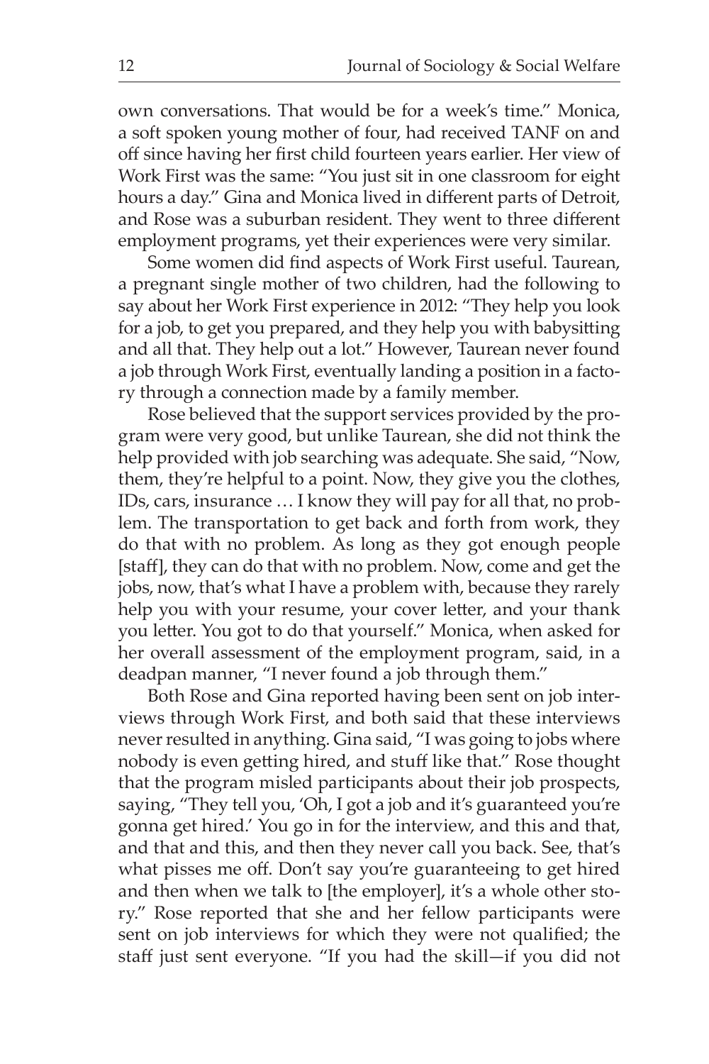own conversations. That would be for a week's time." Monica, a soft spoken young mother of four, had received TANF on and off since having her first child fourteen years earlier. Her view of Work First was the same: "You just sit in one classroom for eight hours a day." Gina and Monica lived in different parts of Detroit, and Rose was a suburban resident. They went to three different employment programs, yet their experiences were very similar.

Some women did find aspects of Work First useful. Taurean, a pregnant single mother of two children, had the following to say about her Work First experience in 2012: "They help you look for a job, to get you prepared, and they help you with babysitting and all that. They help out a lot." However, Taurean never found a job through Work First, eventually landing a position in a factory through a connection made by a family member.

Rose believed that the support services provided by the program were very good, but unlike Taurean, she did not think the help provided with job searching was adequate. She said, "Now, them, they're helpful to a point. Now, they give you the clothes, IDs, cars, insurance … I know they will pay for all that, no problem. The transportation to get back and forth from work, they do that with no problem. As long as they got enough people [staff], they can do that with no problem. Now, come and get the jobs, now, that's what I have a problem with, because they rarely help you with your resume, your cover letter, and your thank you letter. You got to do that yourself." Monica, when asked for her overall assessment of the employment program, said, in a deadpan manner, "I never found a job through them."

Both Rose and Gina reported having been sent on job interviews through Work First, and both said that these interviews never resulted in anything. Gina said, "I was going to jobs where nobody is even getting hired, and stuff like that." Rose thought that the program misled participants about their job prospects, saying, "They tell you, 'Oh, I got a job and it's guaranteed you're gonna get hired.' You go in for the interview, and this and that, and that and this, and then they never call you back. See, that's what pisses me off. Don't say you're guaranteeing to get hired and then when we talk to [the employer], it's a whole other story." Rose reported that she and her fellow participants were sent on job interviews for which they were not qualified; the staff just sent everyone. "If you had the skill—if you did not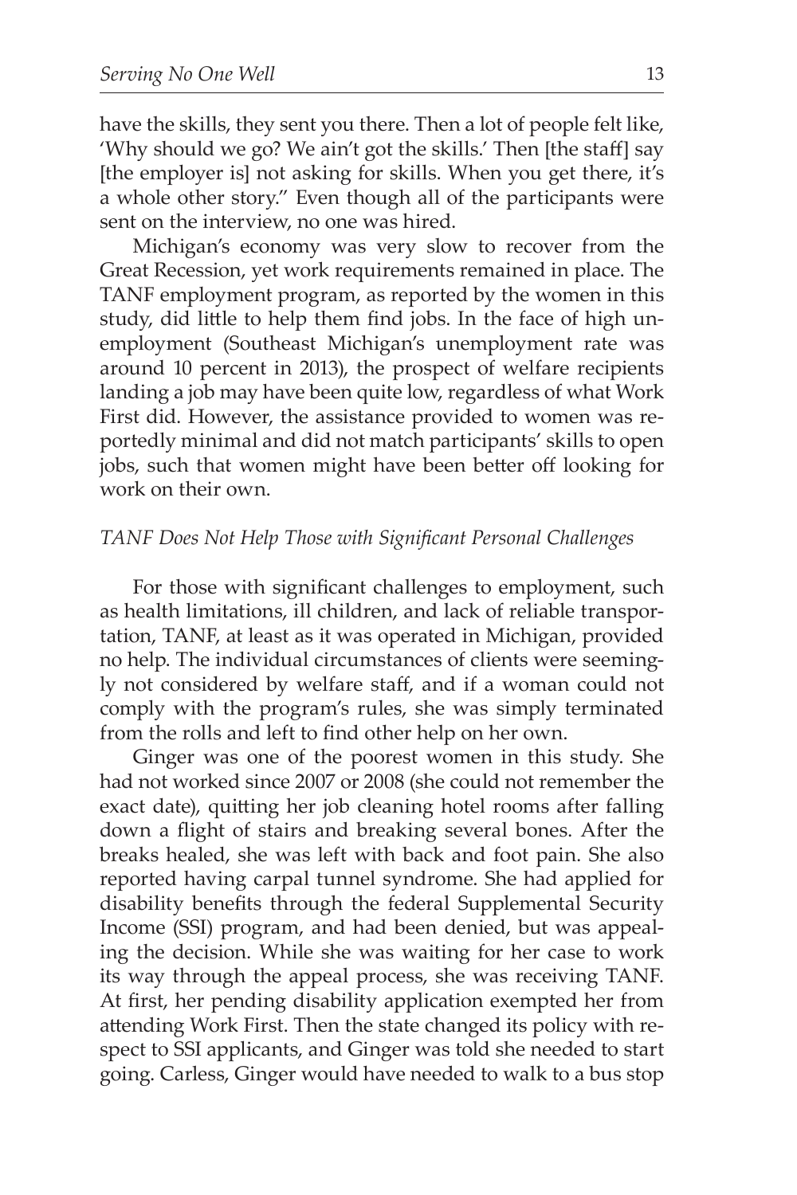have the skills, they sent you there. Then a lot of people felt like, 'Why should we go? We ain't got the skills.' Then [the staff] say [the employer is] not asking for skills. When you get there, it's a whole other story." Even though all of the participants were sent on the interview, no one was hired.

Michigan's economy was very slow to recover from the Great Recession, yet work requirements remained in place. The TANF employment program, as reported by the women in this study, did little to help them find jobs. In the face of high unemployment (Southeast Michigan's unemployment rate was around 10 percent in 2013), the prospect of welfare recipients landing a job may have been quite low, regardless of what Work First did. However, the assistance provided to women was reportedly minimal and did not match participants' skills to open jobs, such that women might have been better off looking for work on their own.

*TANF Does Not Help Those with Significant Personal Challenges*

For those with significant challenges to employment, such as health limitations, ill children, and lack of reliable transportation, TANF, at least as it was operated in Michigan, provided no help. The individual circumstances of clients were seemingly not considered by welfare staff, and if a woman could not comply with the program's rules, she was simply terminated from the rolls and left to find other help on her own.

Ginger was one of the poorest women in this study. She had not worked since 2007 or 2008 (she could not remember the exact date), quitting her job cleaning hotel rooms after falling down a flight of stairs and breaking several bones. After the breaks healed, she was left with back and foot pain. She also reported having carpal tunnel syndrome. She had applied for disability benefits through the federal Supplemental Security Income (SSI) program, and had been denied, but was appealing the decision. While she was waiting for her case to work its way through the appeal process, she was receiving TANF. At first, her pending disability application exempted her from attending Work First. Then the state changed its policy with respect to SSI applicants, and Ginger was told she needed to start going. Carless, Ginger would have needed to walk to a bus stop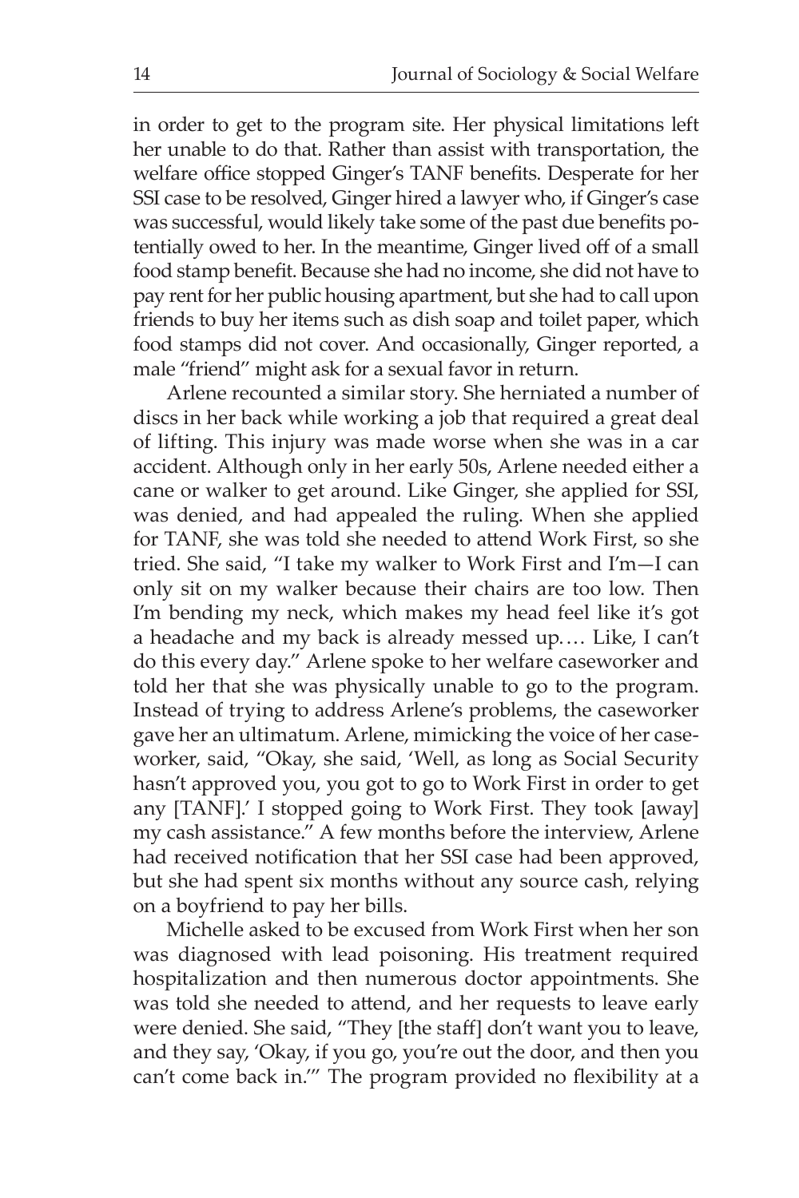in order to get to the program site. Her physical limitations left her unable to do that. Rather than assist with transportation, the welfare office stopped Ginger's TANF benefits. Desperate for her SSI case to be resolved, Ginger hired a lawyer who, if Ginger's case was successful, would likely take some of the past due benefits potentially owed to her. In the meantime, Ginger lived off of a small food stamp benefit. Because she had no income, she did not have to pay rent for her public housing apartment, but she had to call upon friends to buy her items such as dish soap and toilet paper, which food stamps did not cover. And occasionally, Ginger reported, a male "friend" might ask for a sexual favor in return.

Arlene recounted a similar story. She herniated a number of discs in her back while working a job that required a great deal of lifting. This injury was made worse when she was in a car accident. Although only in her early 50s, Arlene needed either a cane or walker to get around. Like Ginger, she applied for SSI, was denied, and had appealed the ruling. When she applied for TANF, she was told she needed to attend Work First, so she tried. She said, "I take my walker to Work First and I'm—I can only sit on my walker because their chairs are too low. Then I'm bending my neck, which makes my head feel like it's got a headache and my back is already messed up.… Like, I can't do this every day." Arlene spoke to her welfare caseworker and told her that she was physically unable to go to the program. Instead of trying to address Arlene's problems, the caseworker gave her an ultimatum. Arlene, mimicking the voice of her caseworker, said, "Okay, she said, 'Well, as long as Social Security hasn't approved you, you got to go to Work First in order to get any [TANF].' I stopped going to Work First. They took [away] my cash assistance." A few months before the interview, Arlene had received notification that her SSI case had been approved, but she had spent six months without any source cash, relying on a boyfriend to pay her bills.

Michelle asked to be excused from Work First when her son was diagnosed with lead poisoning. His treatment required hospitalization and then numerous doctor appointments. She was told she needed to attend, and her requests to leave early were denied. She said, "They [the staff] don't want you to leave, and they say, 'Okay, if you go, you're out the door, and then you can't come back in.'" The program provided no flexibility at a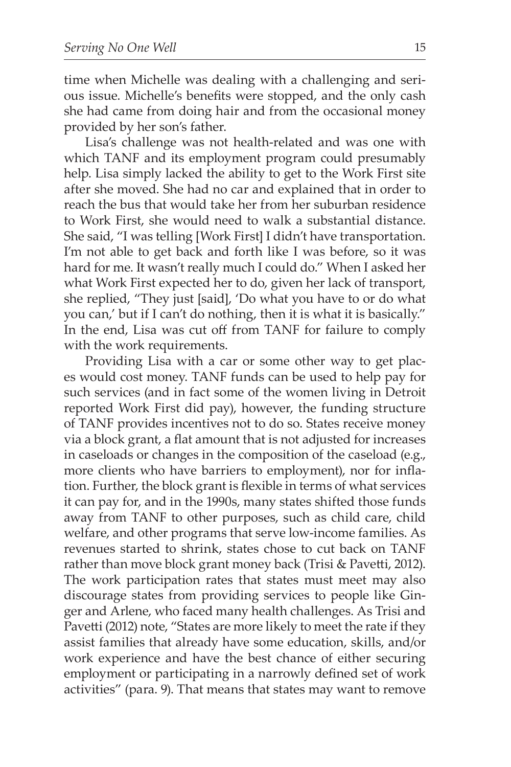time when Michelle was dealing with a challenging and serious issue. Michelle's benefits were stopped, and the only cash she had came from doing hair and from the occasional money provided by her son's father.

Lisa's challenge was not health-related and was one with which TANF and its employment program could presumably help. Lisa simply lacked the ability to get to the Work First site after she moved. She had no car and explained that in order to reach the bus that would take her from her suburban residence to Work First, she would need to walk a substantial distance. She said, "I was telling [Work First] I didn't have transportation. I'm not able to get back and forth like I was before, so it was hard for me. It wasn't really much I could do." When I asked her what Work First expected her to do, given her lack of transport, she replied, "They just [said], 'Do what you have to or do what you can,' but if I can't do nothing, then it is what it is basically." In the end, Lisa was cut off from TANF for failure to comply with the work requirements.

Providing Lisa with a car or some other way to get places would cost money. TANF funds can be used to help pay for such services (and in fact some of the women living in Detroit reported Work First did pay), however, the funding structure of TANF provides incentives not to do so. States receive money via a block grant, a flat amount that is not adjusted for increases in caseloads or changes in the composition of the caseload (e.g., more clients who have barriers to employment), nor for inflation. Further, the block grant is flexible in terms of what services it can pay for, and in the 1990s, many states shifted those funds away from TANF to other purposes, such as child care, child welfare, and other programs that serve low-income families. As revenues started to shrink, states chose to cut back on TANF rather than move block grant money back (Trisi & Pavetti, 2012). The work participation rates that states must meet may also discourage states from providing services to people like Ginger and Arlene, who faced many health challenges. As Trisi and Pavetti (2012) note, "States are more likely to meet the rate if they assist families that already have some education, skills, and/or work experience and have the best chance of either securing employment or participating in a narrowly defined set of work activities" (para. 9). That means that states may want to remove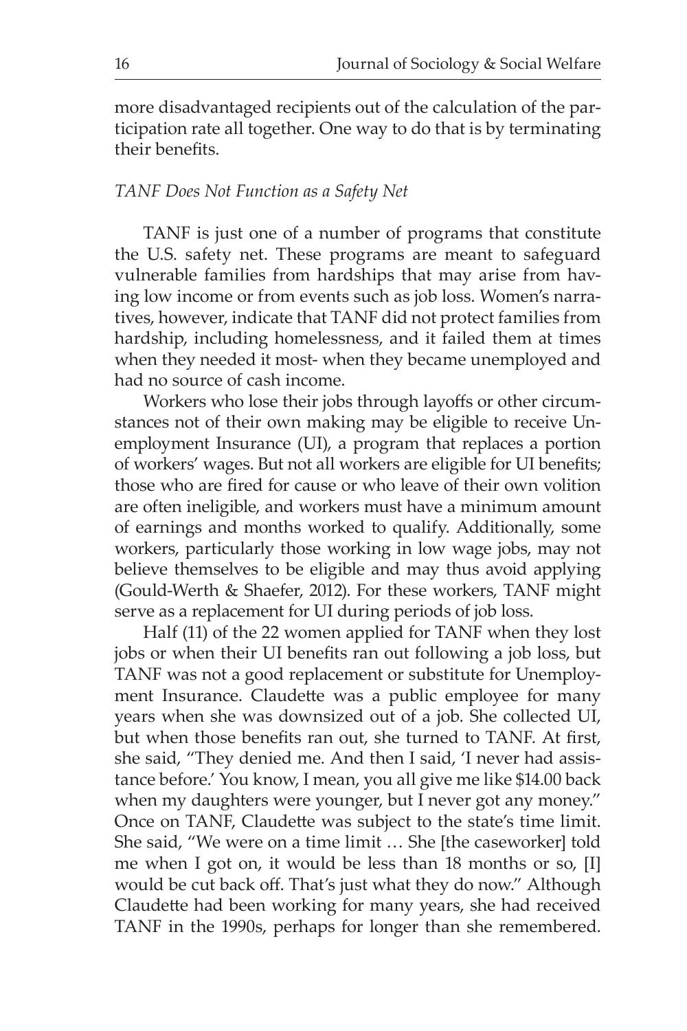more disadvantaged recipients out of the calculation of the participation rate all together. One way to do that is by terminating their benefits.

### *TANF Does Not Function as a Safety Net*

TANF is just one of a number of programs that constitute the U.S. safety net. These programs are meant to safeguard vulnerable families from hardships that may arise from having low income or from events such as job loss. Women's narratives, however, indicate that TANF did not protect families from hardship, including homelessness, and it failed them at times when they needed it most- when they became unemployed and had no source of cash income.

Workers who lose their jobs through layoffs or other circumstances not of their own making may be eligible to receive Unemployment Insurance (UI), a program that replaces a portion of workers' wages. But not all workers are eligible for UI benefits; those who are fired for cause or who leave of their own volition are often ineligible, and workers must have a minimum amount of earnings and months worked to qualify. Additionally, some workers, particularly those working in low wage jobs, may not believe themselves to be eligible and may thus avoid applying (Gould-Werth & Shaefer, 2012). For these workers, TANF might serve as a replacement for UI during periods of job loss.

Half (11) of the 22 women applied for TANF when they lost jobs or when their UI benefits ran out following a job loss, but TANF was not a good replacement or substitute for Unemployment Insurance. Claudette was a public employee for many years when she was downsized out of a job. She collected UI, but when those benefits ran out, she turned to TANF. At first, she said, "They denied me. And then I said, 'I never had assistance before.' You know, I mean, you all give me like $14.00 back when my daughters were younger, but I never got any money." Once on TANF, Claudette was subject to the state's time limit. She said, "We were on a time limit … She [the caseworker] told me when I got on, it would be less than 18 months or so, [I] would be cut back off. That's just what they do now." Although Claudette had been working for many years, she had received TANF in the 1990s, perhaps for longer than she remembered.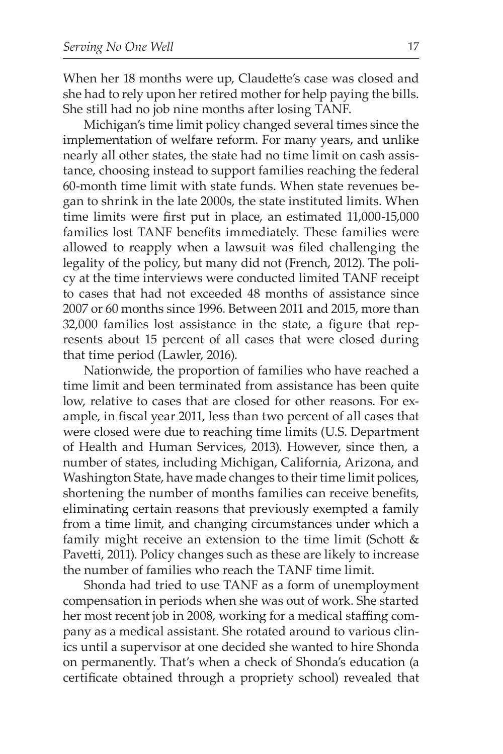When her 18 months were up, Claudette's case was closed and she had to rely upon her retired mother for help paying the bills. She still had no job nine months after losing TANF.

Michigan's time limit policy changed several times since the implementation of welfare reform. For many years, and unlike nearly all other states, the state had no time limit on cash assistance, choosing instead to support families reaching the federal 60-month time limit with state funds. When state revenues began to shrink in the late 2000s, the state instituted limits. When time limits were first put in place, an estimated 11,000-15,000 families lost TANF benefits immediately. These families were allowed to reapply when a lawsuit was filed challenging the legality of the policy, but many did not (French, 2012). The policy at the time interviews were conducted limited TANF receipt to cases that had not exceeded 48 months of assistance since 2007 or 60 months since 1996. Between 2011 and 2015, more than 32,000 families lost assistance in the state, a figure that represents about 15 percent of all cases that were closed during that time period (Lawler, 2016).

Nationwide, the proportion of families who have reached a time limit and been terminated from assistance has been quite low, relative to cases that are closed for other reasons. For example, in fiscal year 2011, less than two percent of all cases that were closed were due to reaching time limits (U.S. Department of Health and Human Services, 2013). However, since then, a number of states, including Michigan, California, Arizona, and Washington State, have made changes to their time limit polices, shortening the number of months families can receive benefits, eliminating certain reasons that previously exempted a family from a time limit, and changing circumstances under which a family might receive an extension to the time limit (Schott & Pavetti, 2011). Policy changes such as these are likely to increase the number of families who reach the TANF time limit.

Shonda had tried to use TANF as a form of unemployment compensation in periods when she was out of work. She started her most recent job in 2008, working for a medical staffing company as a medical assistant. She rotated around to various clinics until a supervisor at one decided she wanted to hire Shonda on permanently. That's when a check of Shonda's education (a certificate obtained through a propriety school) revealed that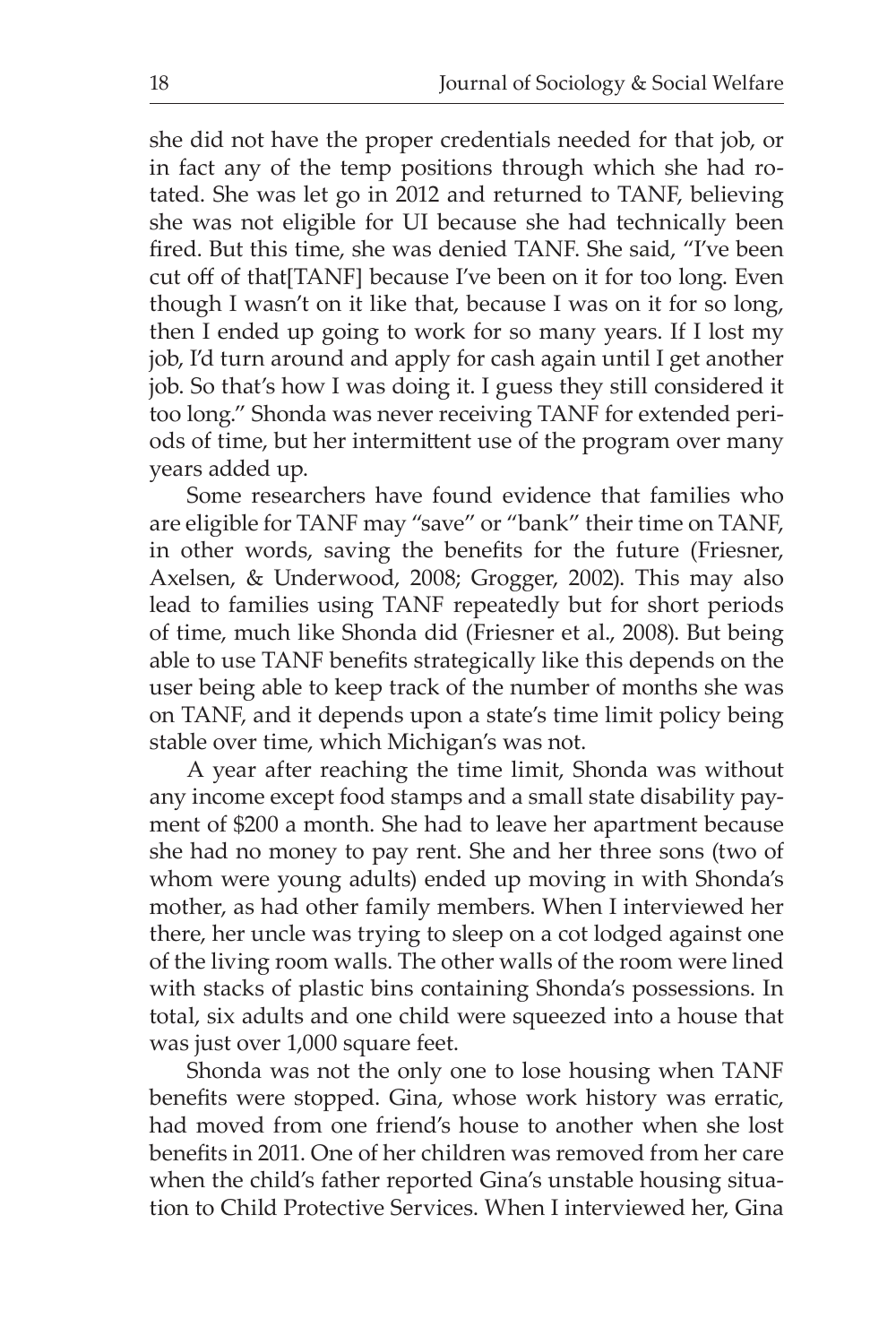she did not have the proper credentials needed for that job, or in fact any of the temp positions through which she had rotated. She was let go in 2012 and returned to TANF, believing she was not eligible for UI because she had technically been fired. But this time, she was denied TANF. She said, "I've been cut off of that[TANF] because I've been on it for too long. Even though I wasn't on it like that, because I was on it for so long, then I ended up going to work for so many years. If I lost my job, I'd turn around and apply for cash again until I get another job. So that's how I was doing it. I guess they still considered it too long." Shonda was never receiving TANF for extended periods of time, but her intermittent use of the program over many years added up.

Some researchers have found evidence that families who are eligible for TANF may "save" or "bank" their time on TANF, in other words, saving the benefits for the future (Friesner, Axelsen, & Underwood, 2008; Grogger, 2002). This may also lead to families using TANF repeatedly but for short periods of time, much like Shonda did (Friesner et al., 2008). But being able to use TANF benefits strategically like this depends on the user being able to keep track of the number of months she was on TANF, and it depends upon a state's time limit policy being stable over time, which Michigan's was not.

A year after reaching the time limit, Shonda was without any income except food stamps and a small state disability payment of $200 a month. She had to leave her apartment because she had no money to pay rent. She and her three sons (two of whom were young adults) ended up moving in with Shonda's mother, as had other family members. When I interviewed her there, her uncle was trying to sleep on a cot lodged against one of the living room walls. The other walls of the room were lined with stacks of plastic bins containing Shonda's possessions. In total, six adults and one child were squeezed into a house that was just over 1,000 square feet.

Shonda was not the only one to lose housing when TANF benefits were stopped. Gina, whose work history was erratic, had moved from one friend's house to another when she lost benefits in 2011. One of her children was removed from her care when the child's father reported Gina's unstable housing situation to Child Protective Services. When I interviewed her, Gina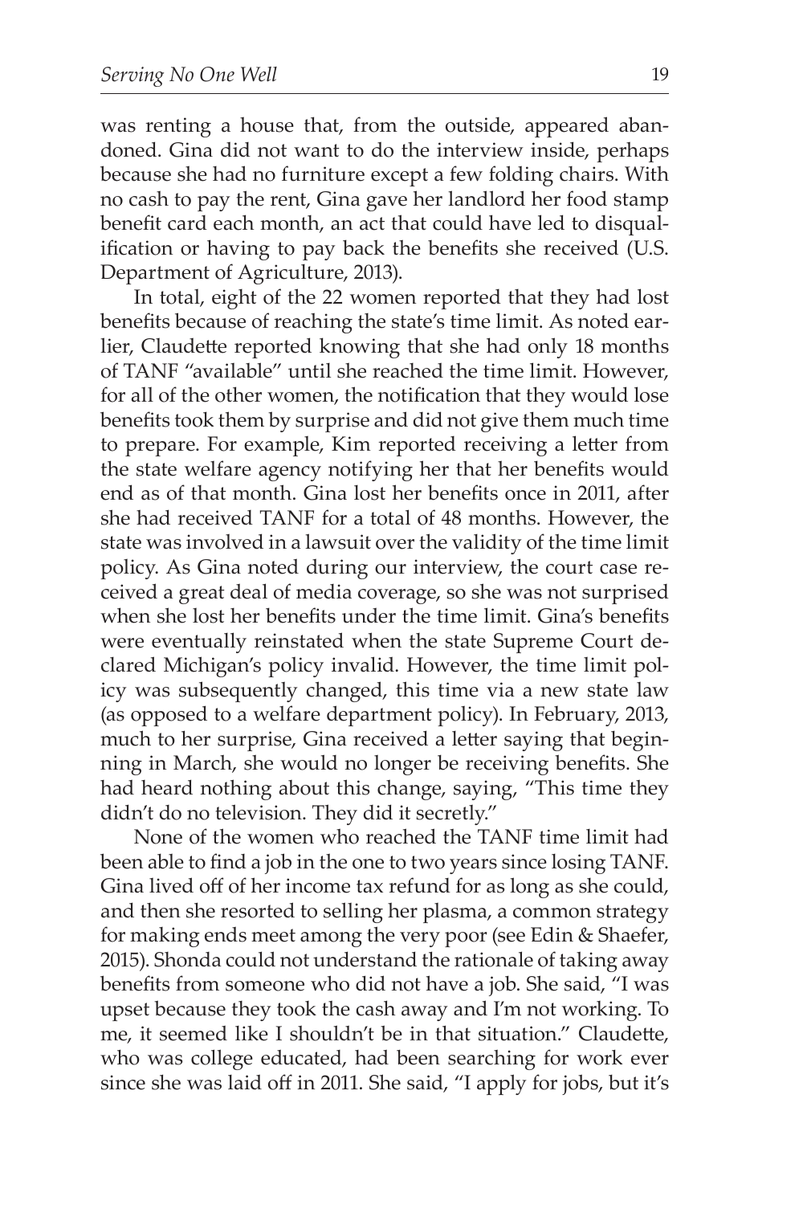was renting a house that, from the outside, appeared abandoned. Gina did not want to do the interview inside, perhaps because she had no furniture except a few folding chairs. With no cash to pay the rent, Gina gave her landlord her food stamp benefit card each month, an act that could have led to disqualification or having to pay back the benefits she received (U.S. Department of Agriculture, 2013).

In total, eight of the 22 women reported that they had lost benefits because of reaching the state's time limit. As noted earlier, Claudette reported knowing that she had only 18 months of TANF "available" until she reached the time limit. However, for all of the other women, the notification that they would lose benefits took them by surprise and did not give them much time to prepare. For example, Kim reported receiving a letter from the state welfare agency notifying her that her benefits would end as of that month. Gina lost her benefits once in 2011, after she had received TANF for a total of 48 months. However, the state was involved in a lawsuit over the validity of the time limit policy. As Gina noted during our interview, the court case received a great deal of media coverage, so she was not surprised when she lost her benefits under the time limit. Gina's benefits were eventually reinstated when the state Supreme Court declared Michigan's policy invalid. However, the time limit policy was subsequently changed, this time via a new state law (as opposed to a welfare department policy). In February, 2013, much to her surprise, Gina received a letter saying that beginning in March, she would no longer be receiving benefits. She had heard nothing about this change, saying, "This time they didn't do no television. They did it secretly."

None of the women who reached the TANF time limit had been able to find a job in the one to two years since losing TANF. Gina lived off of her income tax refund for as long as she could, and then she resorted to selling her plasma, a common strategy for making ends meet among the very poor (see Edin & Shaefer, 2015). Shonda could not understand the rationale of taking away benefits from someone who did not have a job. She said, "I was upset because they took the cash away and I'm not working. To me, it seemed like I shouldn't be in that situation." Claudette, who was college educated, had been searching for work ever since she was laid off in 2011. She said, "I apply for jobs, but it's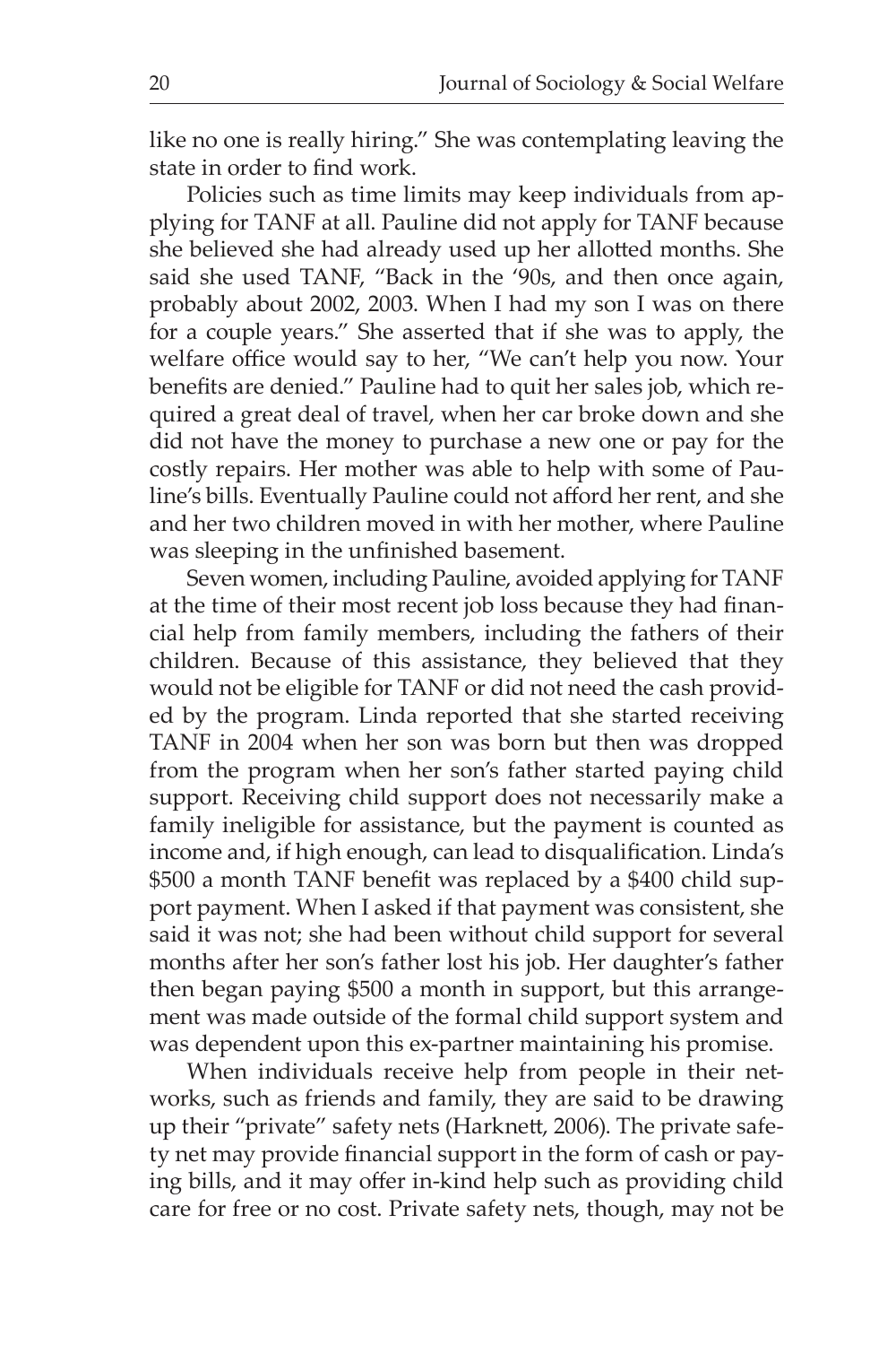like no one is really hiring." She was contemplating leaving the state in order to find work.

Policies such as time limits may keep individuals from applying for TANF at all. Pauline did not apply for TANF because she believed she had already used up her allotted months. She said she used TANF, "Back in the '90s, and then once again, probably about 2002, 2003. When I had my son I was on there for a couple years." She asserted that if she was to apply, the welfare office would say to her, "We can't help you now. Your benefits are denied." Pauline had to quit her sales job, which required a great deal of travel, when her car broke down and she did not have the money to purchase a new one or pay for the costly repairs. Her mother was able to help with some of Pauline's bills. Eventually Pauline could not afford her rent, and she and her two children moved in with her mother, where Pauline was sleeping in the unfinished basement.

Seven women, including Pauline, avoided applying for TANF at the time of their most recent job loss because they had financial help from family members, including the fathers of their children. Because of this assistance, they believed that they would not be eligible for TANF or did not need the cash provided by the program. Linda reported that she started receiving TANF in 2004 when her son was born but then was dropped from the program when her son's father started paying child support. Receiving child support does not necessarily make a family ineligible for assistance, but the payment is counted as income and, if high enough, can lead to disqualification. Linda's $500 a month TANF benefit was replaced by a $400 child support payment. When I asked if that payment was consistent, she said it was not; she had been without child support for several months after her son's father lost his job. Her daughter's father then began paying $500 a month in support, but this arrangement was made outside of the formal child support system and was dependent upon this ex-partner maintaining his promise.

When individuals receive help from people in their networks, such as friends and family, they are said to be drawing up their "private" safety nets (Harknett, 2006). The private safety net may provide financial support in the form of cash or paying bills, and it may offer in-kind help such as providing child care for free or no cost. Private safety nets, though, may not be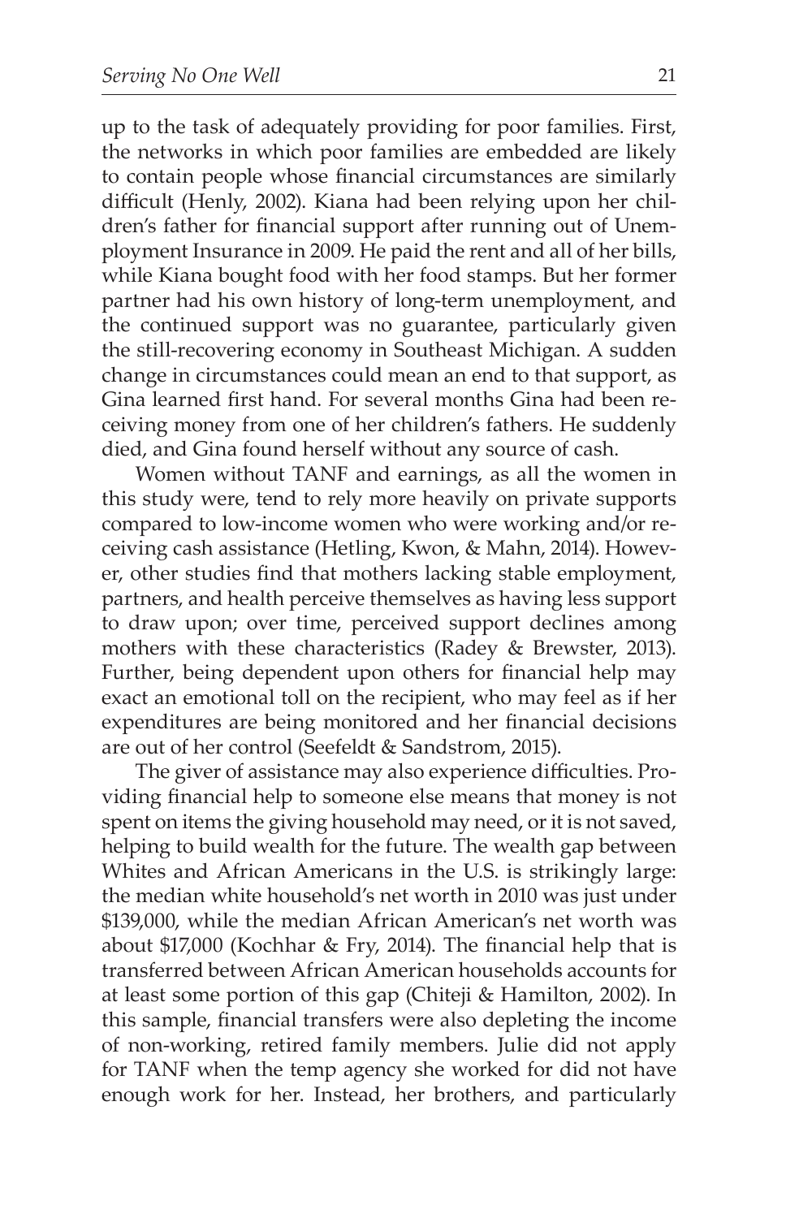up to the task of adequately providing for poor families. First, the networks in which poor families are embedded are likely to contain people whose financial circumstances are similarly difficult (Henly, 2002). Kiana had been relying upon her children's father for financial support after running out of Unemployment Insurance in 2009. He paid the rent and all of her bills, while Kiana bought food with her food stamps. But her former partner had his own history of long-term unemployment, and the continued support was no guarantee, particularly given the still-recovering economy in Southeast Michigan. A sudden change in circumstances could mean an end to that support, as Gina learned first hand. For several months Gina had been receiving money from one of her children's fathers. He suddenly died, and Gina found herself without any source of cash.

Women without TANF and earnings, as all the women in this study were, tend to rely more heavily on private supports compared to low-income women who were working and/or receiving cash assistance (Hetling, Kwon, & Mahn, 2014). However, other studies find that mothers lacking stable employment, partners, and health perceive themselves as having less support to draw upon; over time, perceived support declines among mothers with these characteristics (Radey & Brewster, 2013). Further, being dependent upon others for financial help may exact an emotional toll on the recipient, who may feel as if her expenditures are being monitored and her financial decisions are out of her control (Seefeldt & Sandstrom, 2015).

The giver of assistance may also experience difficulties. Providing financial help to someone else means that money is not spent on items the giving household may need, or it is not saved, helping to build wealth for the future. The wealth gap between Whites and African Americans in the U.S. is strikingly large: the median white household's net worth in 2010 was just under $139,000, while the median African American's net worth was about $17,000 (Kochhar & Fry, 2014). The financial help that is transferred between African American households accounts for at least some portion of this gap (Chiteji & Hamilton, 2002). In this sample, financial transfers were also depleting the income of non-working, retired family members. Julie did not apply for TANF when the temp agency she worked for did not have enough work for her. Instead, her brothers, and particularly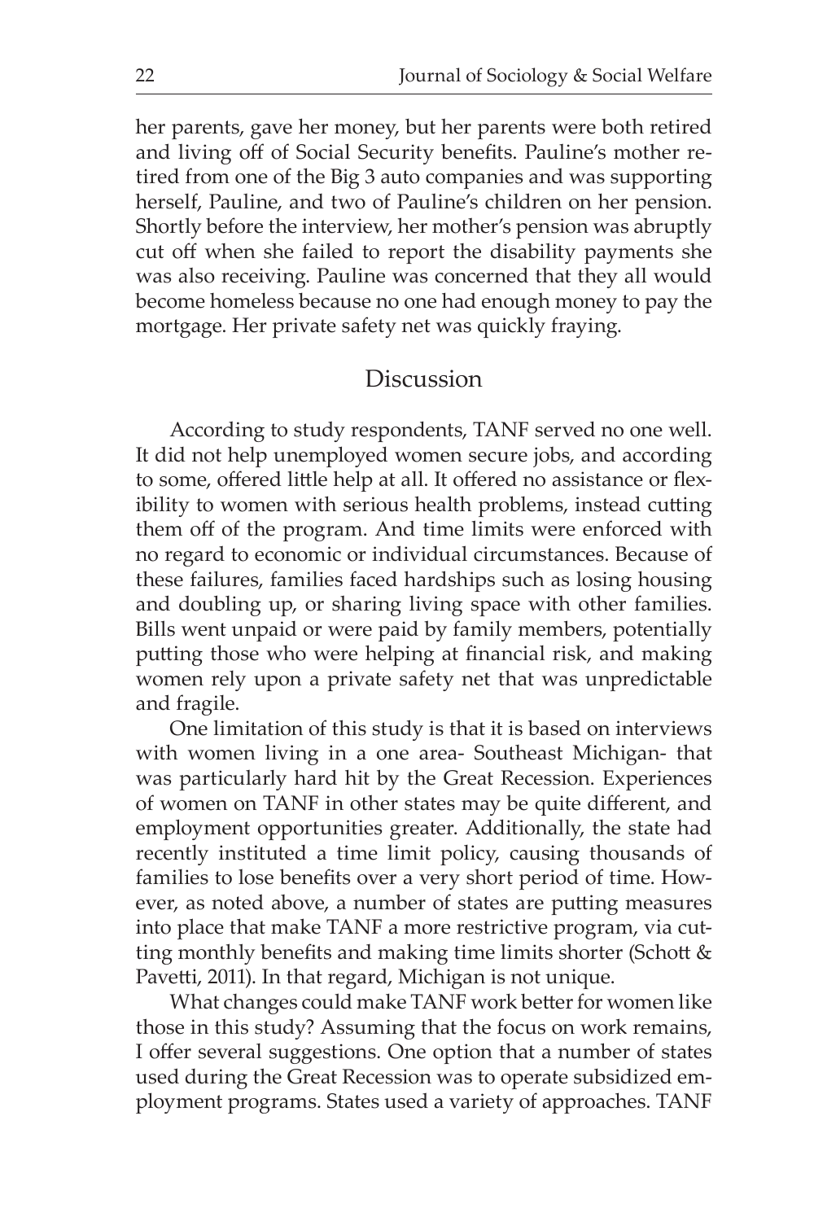her parents, gave her money, but her parents were both retired and living off of Social Security benefits. Pauline's mother retired from one of the Big 3 auto companies and was supporting herself, Pauline, and two of Pauline's children on her pension. Shortly before the interview, her mother's pension was abruptly cut off when she failed to report the disability payments she was also receiving. Pauline was concerned that they all would become homeless because no one had enough money to pay the mortgage. Her private safety net was quickly fraying.

## Discussion

According to study respondents, TANF served no one well. It did not help unemployed women secure jobs, and according to some, offered little help at all. It offered no assistance or flexibility to women with serious health problems, instead cutting them off of the program. And time limits were enforced with no regard to economic or individual circumstances. Because of these failures, families faced hardships such as losing housing and doubling up, or sharing living space with other families. Bills went unpaid or were paid by family members, potentially putting those who were helping at financial risk, and making women rely upon a private safety net that was unpredictable and fragile.

One limitation of this study is that it is based on interviews with women living in a one area- Southeast Michigan- that was particularly hard hit by the Great Recession. Experiences of women on TANF in other states may be quite different, and employment opportunities greater. Additionally, the state had recently instituted a time limit policy, causing thousands of families to lose benefits over a very short period of time. However, as noted above, a number of states are putting measures into place that make TANF a more restrictive program, via cutting monthly benefits and making time limits shorter (Schott & Pavetti, 2011). In that regard, Michigan is not unique.

What changes could make TANF work better for women like those in this study? Assuming that the focus on work remains, I offer several suggestions. One option that a number of states used during the Great Recession was to operate subsidized employment programs. States used a variety of approaches. TANF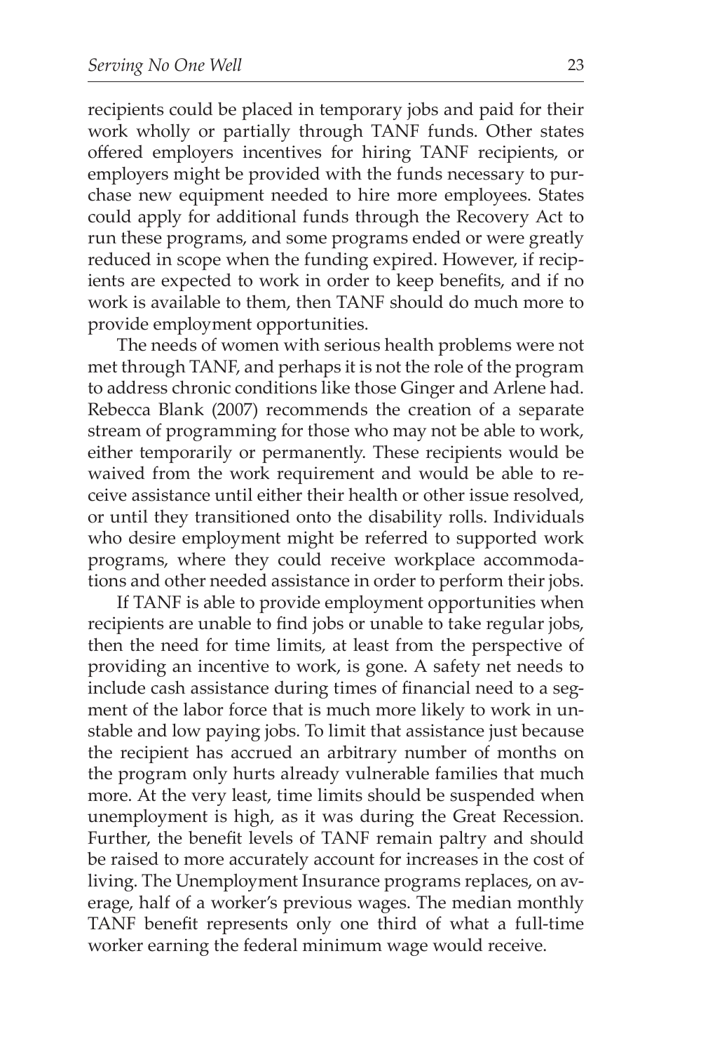recipients could be placed in temporary jobs and paid for their work wholly or partially through TANF funds. Other states offered employers incentives for hiring TANF recipients, or employers might be provided with the funds necessary to purchase new equipment needed to hire more employees. States could apply for additional funds through the Recovery Act to run these programs, and some programs ended or were greatly reduced in scope when the funding expired. However, if recipients are expected to work in order to keep benefits, and if no work is available to them, then TANF should do much more to provide employment opportunities.

The needs of women with serious health problems were not met through TANF, and perhaps it is not the role of the program to address chronic conditions like those Ginger and Arlene had. Rebecca Blank (2007) recommends the creation of a separate stream of programming for those who may not be able to work, either temporarily or permanently. These recipients would be waived from the work requirement and would be able to receive assistance until either their health or other issue resolved, or until they transitioned onto the disability rolls. Individuals who desire employment might be referred to supported work programs, where they could receive workplace accommodations and other needed assistance in order to perform their jobs.

If TANF is able to provide employment opportunities when recipients are unable to find jobs or unable to take regular jobs, then the need for time limits, at least from the perspective of providing an incentive to work, is gone. A safety net needs to include cash assistance during times of financial need to a segment of the labor force that is much more likely to work in unstable and low paying jobs. To limit that assistance just because the recipient has accrued an arbitrary number of months on the program only hurts already vulnerable families that much more. At the very least, time limits should be suspended when unemployment is high, as it was during the Great Recession. Further, the benefit levels of TANF remain paltry and should be raised to more accurately account for increases in the cost of living. The Unemployment Insurance programs replaces, on average, half of a worker's previous wages. The median monthly TANF benefit represents only one third of what a full-time worker earning the federal minimum wage would receive.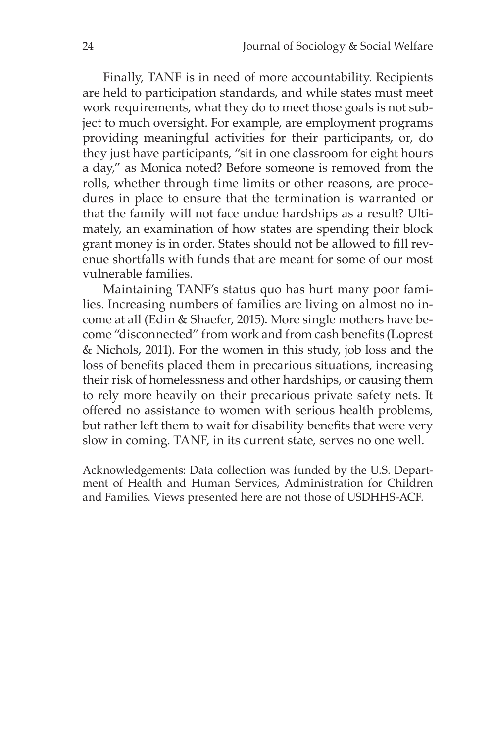Finally, TANF is in need of more accountability. Recipients are held to participation standards, and while states must meet work requirements, what they do to meet those goals is not subject to much oversight. For example, are employment programs providing meaningful activities for their participants, or, do they just have participants, "sit in one classroom for eight hours a day," as Monica noted? Before someone is removed from the rolls, whether through time limits or other reasons, are procedures in place to ensure that the termination is warranted or that the family will not face undue hardships as a result? Ultimately, an examination of how states are spending their block grant money is in order. States should not be allowed to fill revenue shortfalls with funds that are meant for some of our most vulnerable families.

Maintaining TANF's status quo has hurt many poor families. Increasing numbers of families are living on almost no income at all (Edin & Shaefer, 2015). More single mothers have become "disconnected" from work and from cash benefits (Loprest & Nichols, 2011). For the women in this study, job loss and the loss of benefits placed them in precarious situations, increasing their risk of homelessness and other hardships, or causing them to rely more heavily on their precarious private safety nets. It offered no assistance to women with serious health problems, but rather left them to wait for disability benefits that were very slow in coming. TANF, in its current state, serves no one well.

Acknowledgements: Data collection was funded by the U.S. Department of Health and Human Services, Administration for Children and Families. Views presented here are not those of USDHHS-ACF.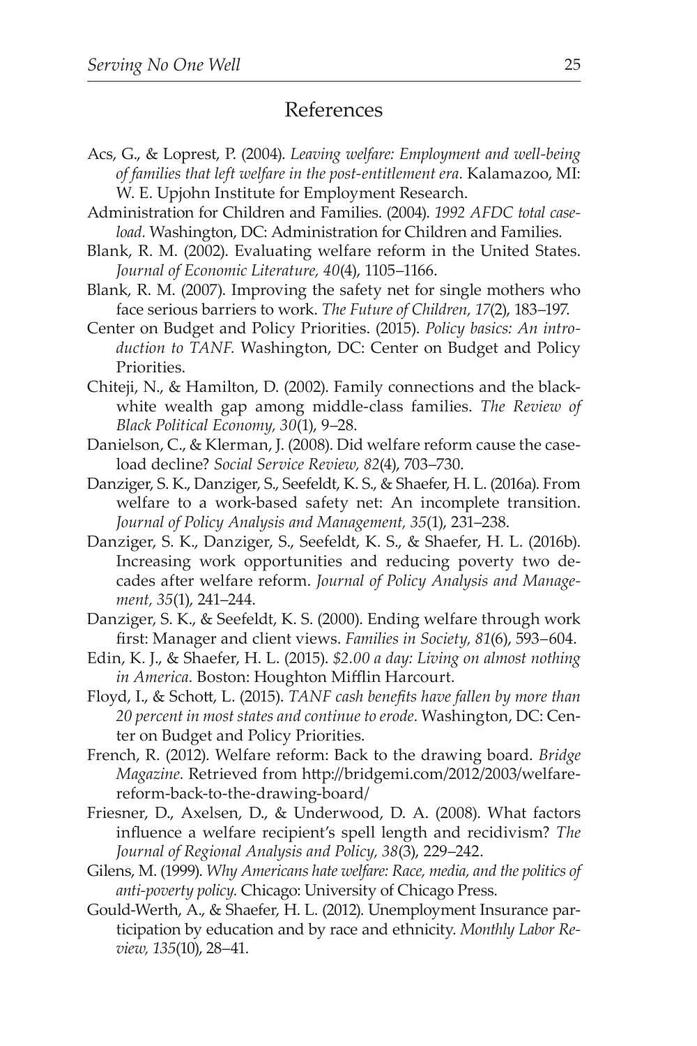## References

Acs, G., & Loprest, P. (2004). *Leaving welfare: Employment and well-being of families that left welfare in the post-entitlement era.* Kalamazoo, MI: W. E. Upjohn Institute for Employment Research.

Administration for Children and Families. (2004). *1992 AFDC total caseload.* Washington, DC: Administration for Children and Families.

Blank, R. M. (2002). Evaluating welfare reform in the United States. *Journal of Economic Literature, 40*(4), 1105–1166.

Blank, R. M. (2007). Improving the safety net for single mothers who face serious barriers to work. *The Future of Children, 17*(2), 183–197.

Center on Budget and Policy Priorities. (2015). *Policy basics: An introduction to TANF.* Washington, DC: Center on Budget and Policy Priorities.

Chiteji, N., & Hamilton, D. (2002). Family connections and the black-white wealth gap among middle-class families. *The Review of Black Political Economy, 30*(1), 9–28.

Danielson, C., & Klerman, J. (2008). Did welfare reform cause the caseload decline? *Social Service Review, 82*(4), 703–730.

Danziger, S. K., Danziger, S., Seefeldt, K. S., & Shaefer, H. L. (2016a). From welfare to a work-based safety net: An incomplete transition. *Journal of Policy Analysis and Management, 35*(1), 231–238.

Danziger, S. K., Danziger, S., Seefeldt, K. S., & Shaefer, H. L. (2016b). Increasing work opportunities and reducing poverty two decades after welfare reform. *Journal of Policy Analysis and Management, 35*(1), 241–244.

Danziger, S. K., & Seefeldt, K. S. (2000). Ending welfare through work first: Manager and client views. *Families in Society, 81*(6), 593–604.

Edin, K. J., & Shaefer, H. L. (2015). *$2.00 a day: Living on almost nothing in America.* Boston: Houghton Mifflin Harcourt.

Floyd, I., & Schott, L. (2015). *TANF cash benefits have fallen by more than 20 percent in most states and continue to erode.* Washington, DC: Center on Budget and Policy Priorities.

French, R. (2012). Welfare reform: Back to the drawing board. *Bridge Magazine.* Retrieved from http://bridgemi.com/2012/2003/welfare-reform-back-to-the-drawing-board/

Friesner, D., Axelsen, D., & Underwood, D. A. (2008). What factors influence a welfare recipient's spell length and recidivism? *The Journal of Regional Analysis and Policy, 38*(3), 229–242.

Gilens, M. (1999). *Why Americans hate welfare: Race, media, and the politics of anti-poverty policy.* Chicago: University of Chicago Press.

Gould-Werth, A., & Shaefer, H. L. (2012). Unemployment Insurance participation by education and by race and ethnicity. *Monthly Labor Review, 135*(10), 28–41.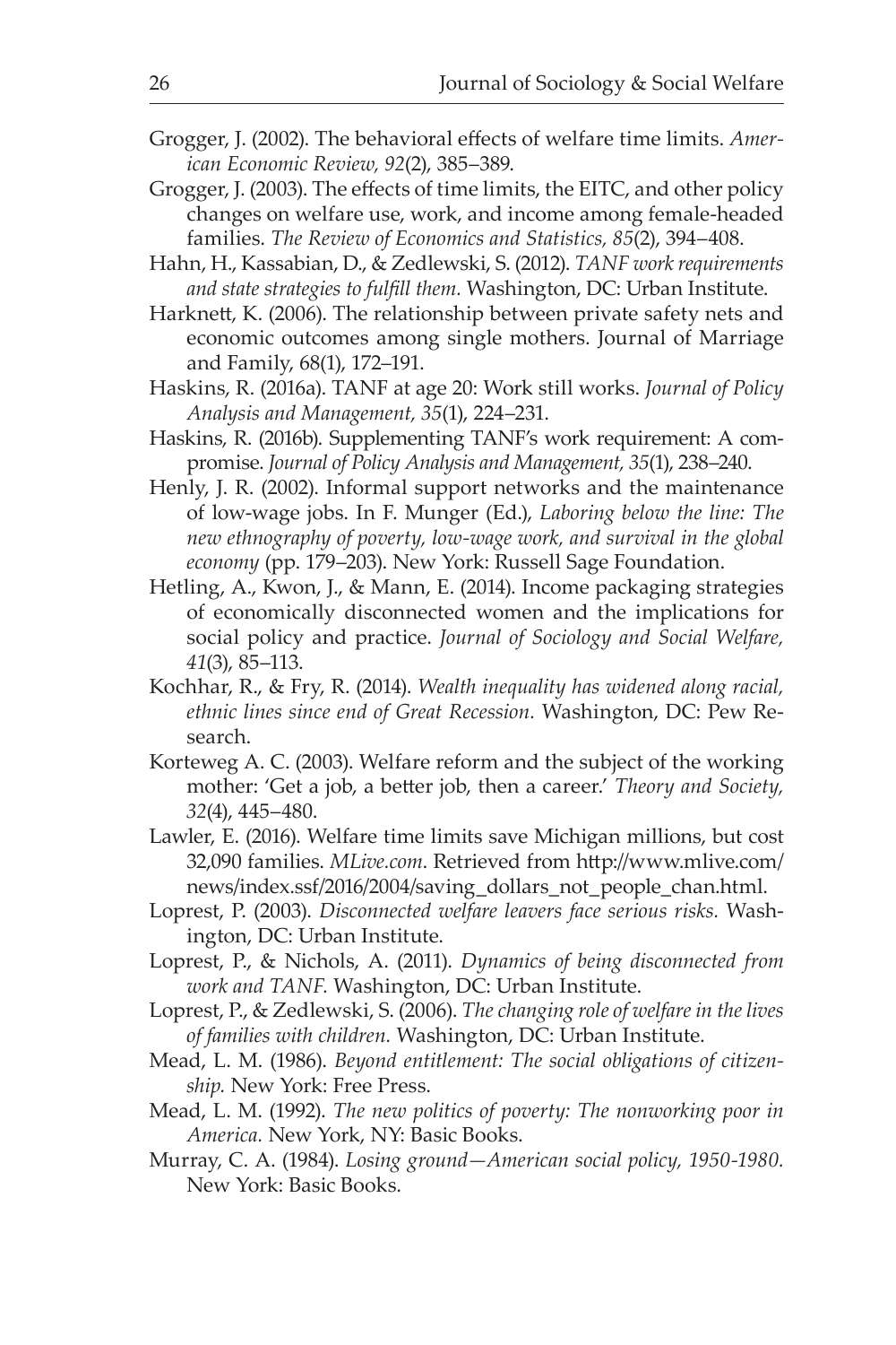Grogger, J. (2002). The behavioral effects of welfare time limits. *American Economic Review, 92*(2), 385–389.

Grogger, J. (2003). The effects of time limits, the EITC, and other policy changes on welfare use, work, and income among female-headed families. *The Review of Economics and Statistics, 85*(2), 394–408.

Hahn, H., Kassabian, D., & Zedlewski, S. (2012). *TANF work requirements and state strategies to fulfill them.* Washington, DC: Urban Institute.

Harknett, K. (2006). The relationship between private safety nets and economic outcomes among single mothers. Journal of Marriage and Family, 68(1), 172–191.

Haskins, R. (2016a). TANF at age 20: Work still works. *Journal of Policy Analysis and Management, 35*(1), 224–231.

Haskins, R. (2016b). Supplementing TANF's work requirement: A compromise. *Journal of Policy Analysis and Management, 35*(1), 238–240.

Henly, J. R. (2002). Informal support networks and the maintenance of low-wage jobs. In F. Munger (Ed.), *Laboring below the line: The new ethnography of poverty, low-wage work, and survival in the global economy* (pp. 179–203). New York: Russell Sage Foundation.

Hetling, A., Kwon, J., & Mann, E. (2014). Income packaging strategies of economically disconnected women and the implications for social policy and practice. *Journal of Sociology and Social Welfare, 41*(3), 85–113.

Kochhar, R., & Fry, R. (2014). *Wealth inequality has widened along racial, ethnic lines since end of Great Recession.* Washington, DC: Pew Research.

Korteweg A. C. (2003). Welfare reform and the subject of the working mother: 'Get a job, a better job, then a career.' *Theory and Society, 32*(4), 445–480.

Lawler, E. (2016). Welfare time limits save Michigan millions, but cost 32,090 families. *MLive.com*. Retrieved from http://www.mlive.com/news/index.ssf/2016/2004/saving_dollars_not_people_chan.html.

Loprest, P. (2003). *Disconnected welfare leavers face serious risks.* Washington, DC: Urban Institute.

Loprest, P., & Nichols, A. (2011). *Dynamics of being disconnected from work and TANF.* Washington, DC: Urban Institute.

Loprest, P., & Zedlewski, S. (2006). *The changing role of welfare in the lives of families with children.* Washington, DC: Urban Institute.

Mead, L. M. (1986). *Beyond entitlement: The social obligations of citizenship.* New York: Free Press.

Mead, L. M. (1992). *The new politics of poverty: The nonworking poor in America.* New York, NY: Basic Books.

Murray, C. A. (1984). *Losing ground—American social policy, 1950-1980.* New York: Basic Books.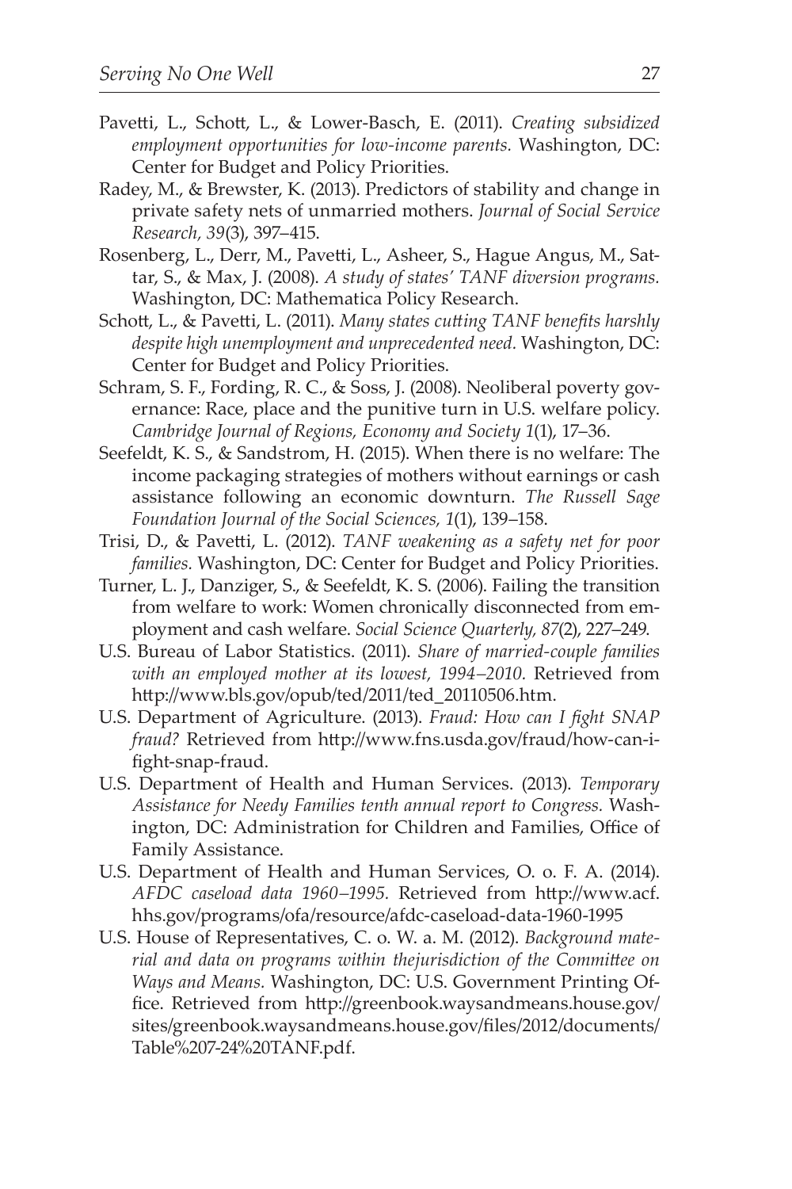Pavetti, L., Schott, L., & Lower-Basch, E. (2011). *Creating subsidized employment opportunities for low-income parents.* Washington, DC: Center for Budget and Policy Priorities.

Radey, M., & Brewster, K. (2013). Predictors of stability and change in private safety nets of unmarried mothers. *Journal of Social Service Research, 39*(3), 397–415.

Rosenberg, L., Derr, M., Pavetti, L., Asheer, S., Hague Angus, M., Sattar, S., & Max, J. (2008). *A study of states' TANF diversion programs.* Washington, DC: Mathematica Policy Research.

Schott, L., & Pavetti, L. (2011). *Many states cutting TANF benefits harshly despite high unemployment and unprecedented need.* Washington, DC: Center for Budget and Policy Priorities.

Schram, S. F., Fording, R. C., & Soss, J. (2008). Neoliberal poverty governance: Race, place and the punitive turn in U.S. welfare policy. *Cambridge Journal of Regions, Economy and Society 1*(1), 17–36.

Seefeldt, K. S., & Sandstrom, H. (2015). When there is no welfare: The income packaging strategies of mothers without earnings or cash assistance following an economic downturn. *The Russell Sage Foundation Journal of the Social Sciences, 1*(1), 139–158.

Trisi, D., & Pavetti, L. (2012). *TANF weakening as a safety net for poor families.* Washington, DC: Center for Budget and Policy Priorities.

Turner, L. J., Danziger, S., & Seefeldt, K. S. (2006). Failing the transition from welfare to work: Women chronically disconnected from employment and cash welfare. *Social Science Quarterly, 87*(2), 227–249.

U.S. Bureau of Labor Statistics. (2011). *Share of married-couple families with an employed mother at its lowest, 1994–2010.* Retrieved from http://www.bls.gov/opub/ted/2011/ted_20110506.htm.

U.S. Department of Agriculture. (2013). *Fraud: How can I fight SNAP fraud?* Retrieved from http://www.fns.usda.gov/fraud/how-can-i-fight-snap-fraud.

U.S. Department of Health and Human Services. (2013). *Temporary Assistance for Needy Families tenth annual report to Congress.* Washington, DC: Administration for Children and Families, Office of Family Assistance.

U.S. Department of Health and Human Services, O. o. F. A. (2014). *AFDC caseload data 1960–1995.* Retrieved from http://www.acf.hhs.gov/programs/ofa/resource/afdc-caseload-data-1960-1995

U.S. House of Representatives, C. o. W. a. M. (2012). *Background material and data on programs within thejurisdiction of the Committee on Ways and Means.* Washington, DC: U.S. Government Printing Office. Retrieved from http://greenbook.waysandmeans.house.gov/sites/greenbook.waysandmeans.house.gov/files/2012/documents/Table%207-24%20TANF.pdf.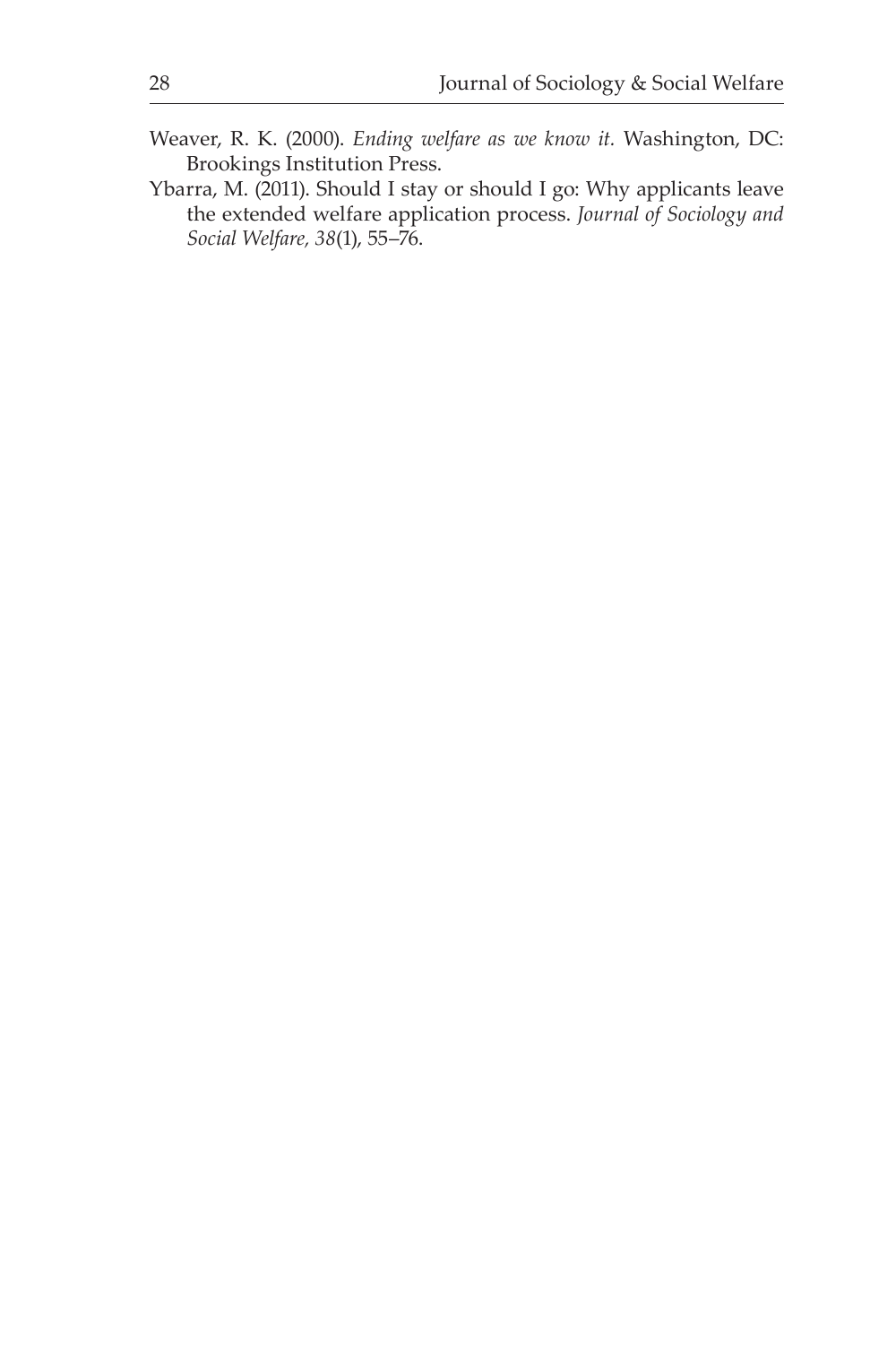Weaver, R. K. (2000). *Ending welfare as we know it.* Washington, DC: Brookings Institution Press.

Ybarra, M. (2011). Should I stay or should I go: Why applicants leave the extended welfare application process. *Journal of Sociology and Social Welfare, 38*(1), 55–76.